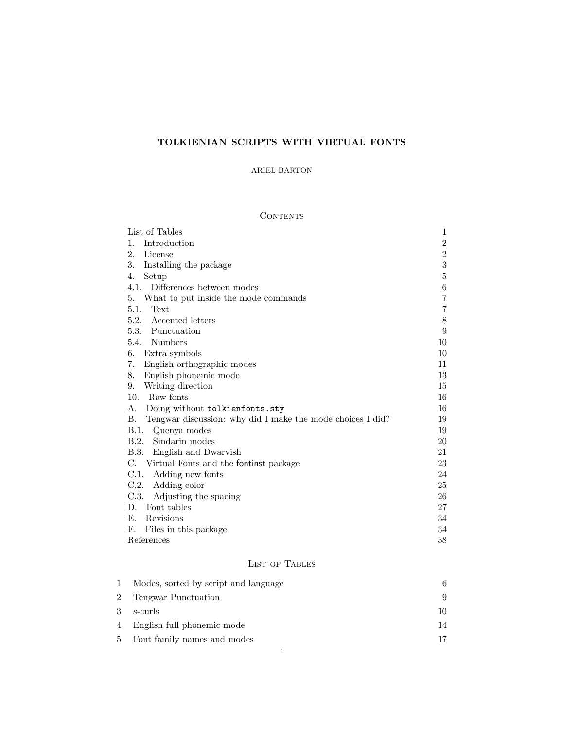# TOLKIENIAN SCRIPTS WITH VIRTUAL FONTS

ARIEL BARTON

## Contents

| | |
|---|---|
| List of Tables | 1 |
| 1. Introduction | 2 |
| 2. License | 2 |
| 3. Installing the package | 3 |
| 4. Setup | 5 |
| 4.1. Differences between modes | 6 |
| 5. What to put inside the mode commands | 7 |
| 5.1. Text | 7 |
| 5.2. Accented letters | 8 |
| 5.3. Punctuation | 9 |
| 5.4. Numbers | 10 |
| 6. Extra symbols | 10 |
| 7. English orthographic modes | 11 |
| 8. English phonemic mode | 13 |
| 9. Writing direction | 15 |
| 10. Raw fonts | 16 |
| A. Doing without `tolkienfonts.sty` | 16 |
| B. Tengwar discussion: why did I make the mode choices I did? | 19 |
| B.1. Quenya modes | 19 |
| B.2. Sindarin modes | 20 |
| B.3. English and Dwarvish | 21 |
| C. Virtual Fonts and the fontinst package | 23 |
| C.1. Adding new fonts | 24 |
| C.2. Adding color | 25 |
| C.3. Adjusting the spacing | 26 |
| D. Font tables | 27 |
| E. Revisions | 34 |
| F. Files in this package | 34 |
| References | 38 |

## List of Tables

| | | |
|---|---|---|
| 1 | Modes, sorted by script and language | 6 |
| 2 | Tengwar Punctuation | 9 |
| 3 | *s*-curls | 10 |
| 4 | English full phonemic mode | 14 |
| 5 | Font family names and modes | 17 |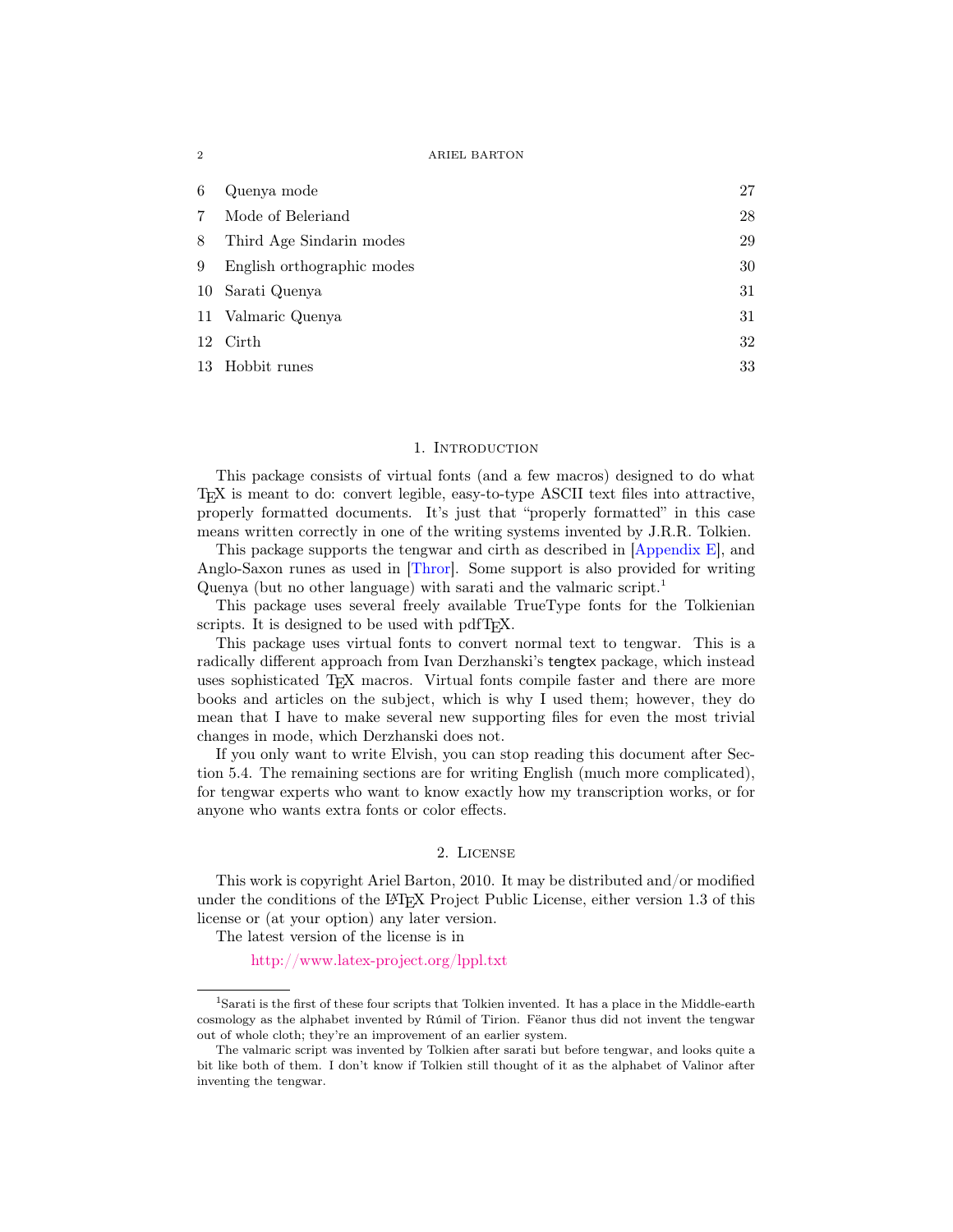| | | |
|---|---|---|
| 6 | Quenya mode | 27 |
| 7 | Mode of Beleriand | 28 |
| 8 | Third Age Sindarin modes | 29 |
| 9 | English orthographic modes | 30 |
| 10 | Sarati Quenya | 31 |
| 11 | Valmaric Quenya | 31 |
| 12 | Cirth | 32 |
| 13 | Hobbit runes | 33 |

## 1. Introduction

This package consists of virtual fonts (and a few macros) designed to do what TEX is meant to do: convert legible, easy-to-type ASCII text files into attractive, properly formatted documents. It's just that "properly formatted" in this case means written correctly in one of the writing systems invented by J.R.R. Tolkien.

This package supports the tengwar and cirth as described in [Appendix E], and Anglo-Saxon runes as used in [Thror]. Some support is also provided for writing Quenya (but no other language) with sarati and the valmaric script.[1]

This package uses several freely available TrueType fonts for the Tolkienian scripts. It is designed to be used with pdfTEX.

This package uses virtual fonts to convert normal text to tengwar. This is a radically different approach from Ivan Derzhanski's tengtex package, which instead uses sophisticated TEX macros. Virtual fonts compile faster and there are more books and articles on the subject, which is why I used them; however, they do mean that I have to make several new supporting files for even the most trivial changes in mode, which Derzhanski does not.

If you only want to write Elvish, you can stop reading this document after Section 5.4. The remaining sections are for writing English (much more complicated), for tengwar experts who want to know exactly how my transcription works, or for anyone who wants extra fonts or color effects.

## 2. License

This work is copyright Ariel Barton, 2010. It may be distributed and/or modified under the conditions of the LATEX Project Public License, either version 1.3 of this license or (at your option) any later version.

The latest version of the license is in

http://www.latex-project.org/lppl.txt

---

[1]Sarati is the first of these four scripts that Tolkien invented. It has a place in the Middle-earth cosmology as the alphabet invented by Rúmil of Tirion. Fëanor thus did not invent the tengwar out of whole cloth; they're an improvement of an earlier system.

The valmaric script was invented by Tolkien after sarati but before tengwar, and looks quite a bit like both of them. I don't know if Tolkien still thought of it as the alphabet of Valinor after inventing the tengwar.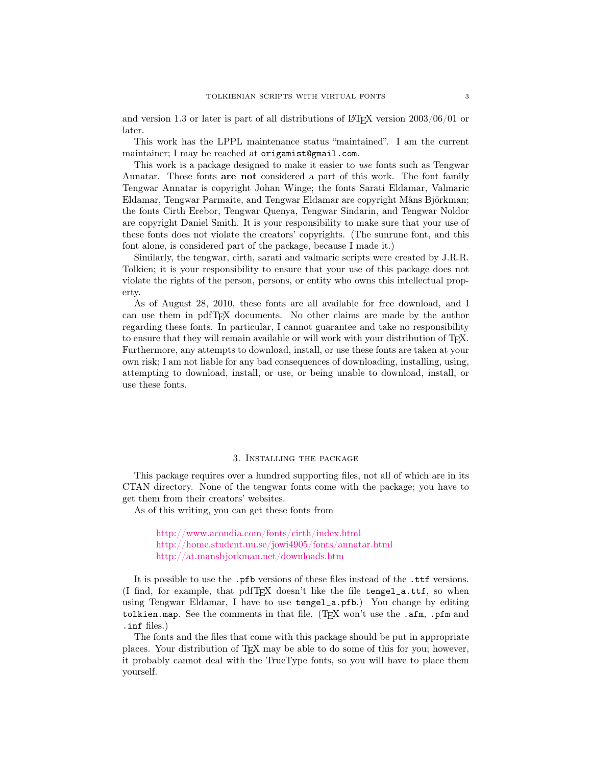and version 1.3 or later is part of all distributions of LaTeX version 2003/06/01 or later.

This work has the LPPL maintenance status “maintained”. I am the current maintainer; I may be reached at `origamist@gmail.com`.

This work is a package designed to make it easier to *use* fonts such as Tengwar Annatar. Those fonts **are not** considered a part of this work. The font family Tengwar Annatar is copyright Johan Winge; the fonts Sarati Eldamar, Valmaric Eldamar, Tengwar Parmaite, and Tengwar Eldamar are copyright Måns Björkman; the fonts Cirth Erebor, Tengwar Quenya, Tengwar Sindarin, and Tengwar Noldor are copyright Daniel Smith. It is your responsibility to make sure that your use of these fonts does not violate the creators’ copyrights. (The sunrune font, and this font alone, is considered part of the package, because I made it.)

Similarly, the tengwar, cirth, sarati and valmaric scripts were created by J.R.R. Tolkien; it is your responsibility to ensure that your use of this package does not violate the rights of the person, persons, or entity who owns this intellectual property.

As of August 28, 2010, these fonts are all available for free download, and I can use them in pdfTeX documents. No other claims are made by the author regarding these fonts. In particular, I cannot guarantee and take no responsibility to ensure that they will remain available or will work with your distribution of TeX. Furthermore, any attempts to download, install, or use these fonts are taken at your own risk; I am not liable for any bad consequences of downloading, installing, using, attempting to download, install, or use, or being unable to download, install, or use these fonts.

## 3. Installing the package

This package requires over a hundred supporting files, not all of which are in its CTAN directory. None of the tengwar fonts come with the package; you have to get them from their creators’ websites.

As of this writing, you can get these fonts from

> http://www.acondia.com/fonts/cirth/index.html
> http://home.student.uu.se/jowi4905/fonts/annatar.html
> http://at.mansbjorkman.net/downloads.htm

It is possible to use the `.pfb` versions of these files instead of the `.ttf` versions. (I find, for example, that pdfTeX doesn’t like the file `tengel_a.ttf`, so when using Tengwar Eldamar, I have to use `tengel_a.pfb`.) You change by editing `tolkien.map`. See the comments in that file. (TeX won’t use the `.afm`, `.pfm` and `.inf` files.)

The fonts and the files that come with this package should be put in appropriate places. Your distribution of TeX may be able to do some of this for you; however, it probably cannot deal with the TrueType fonts, so you will have to place them yourself.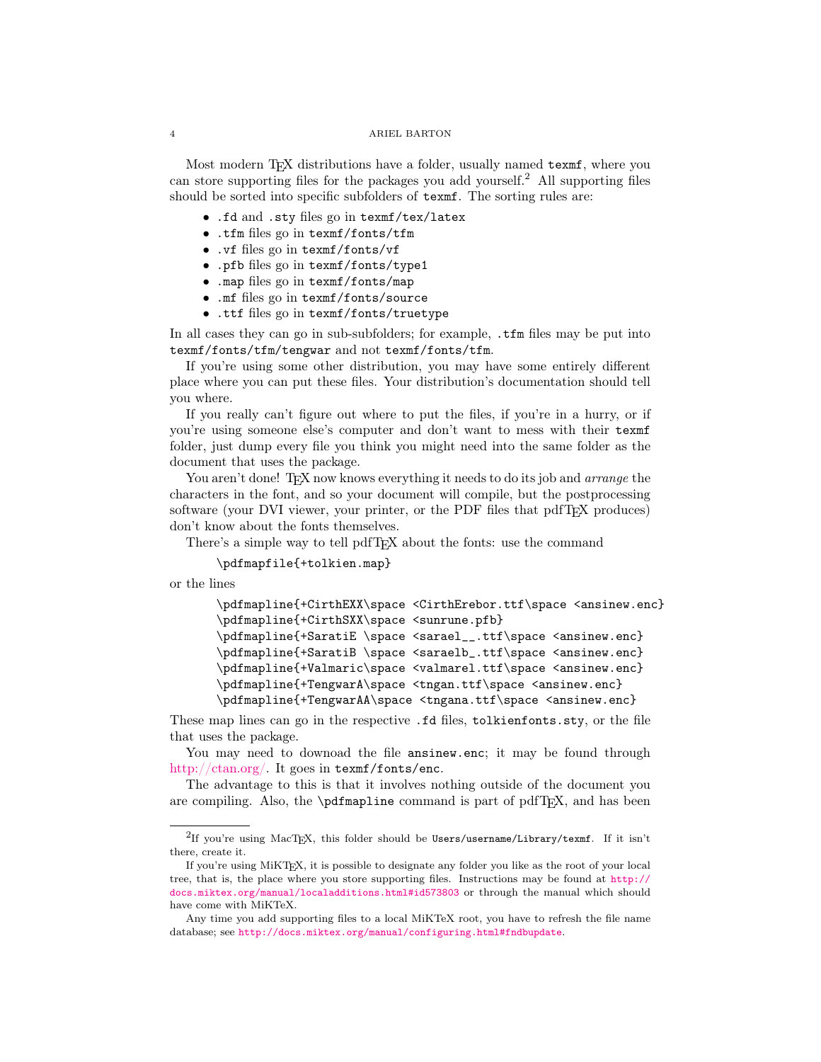Most modern TEX distributions have a folder, usually named `texmf`, where you can store supporting files for the packages you add yourself.[2] All supporting files should be sorted into specific subfolders of `texmf`. The sorting rules are:

- `.fd` and `.sty` files go in `texmf/tex/latex`
- `.tfm` files go in `texmf/fonts/tfm`
- `.vf` files go in `texmf/fonts/vf`
- `.pfb` files go in `texmf/fonts/type1`
- `.map` files go in `texmf/fonts/map`
- `.mf` files go in `texmf/fonts/source`
- `.ttf` files go in `texmf/fonts/truetype`

In all cases they can go in sub-subfolders; for example, `.tfm` files may be put into `texmf/fonts/tfm/tengwar` and not `texmf/fonts/tfm`.

If you're using some other distribution, you may have some entirely different place where you can put these files. Your distribution's documentation should tell you where.

If you really can't figure out where to put the files, if you're in a hurry, or if you're using someone else's computer and don't want to mess with their `texmf` folder, just dump every file you think you might need into the same folder as the document that uses the package.

You aren't done! TEX now knows everything it needs to do its job and *arrange* the characters in the font, and so your document will compile, but the postprocessing software (your DVI viewer, your printer, or the PDF files that pdfTEX produces) don't know about the fonts themselves.

There's a simple way to tell pdfTEX about the fonts: use the command

```
\pdfmapfile{+tolkien.map}
```

or the lines

```
\pdfmapline{+CirthEXX\space <CirthErebor.ttf\space <ansinew.enc}
\pdfmapline{+CirthSXX\space <sunrune.pfb}
\pdfmapline{+SaratiE \space <sarael__.ttf\space <ansinew.enc}
\pdfmapline{+SaratiB \space <saraelb_.ttf\space <ansinew.enc}
\pdfmapline{+Valmaric\space <valmarel.ttf\space <ansinew.enc}
\pdfmapline{+TengwarA\space <tngan.ttf\space <ansinew.enc}
\pdfmapline{+TengwarAA\space <tngana.ttf\space <ansinew.enc}
```

These map lines can go in the respective `.fd` files, `tolkienfonts.sty`, or the file that uses the package.

You may need to downoad the file `ansinew.enc`; it may be found through http://ctan.org/. It goes in `texmf/fonts/enc`.

The advantage to this is that it involves nothing outside of the document you are compiling. Also, the `\pdfmapline` command is part of pdfTEX, and has been

---

[2] If you're using MacTEX, this folder should be `Users/username/Library/texmf`. If it isn't there, create it.

If you're using MiKTEX, it is possible to designate any folder you like as the root of your local tree, that is, the place where you store supporting files. Instructions may be found at `http://docs.miktex.org/manual/localadditions.html#id573803` or through the manual which should have come with MiKTeX.

Any time you add supporting files to a local MiKTeX root, you have to refresh the file name database; see `http://docs.miktex.org/manual/configuring.html#fndbupdate`.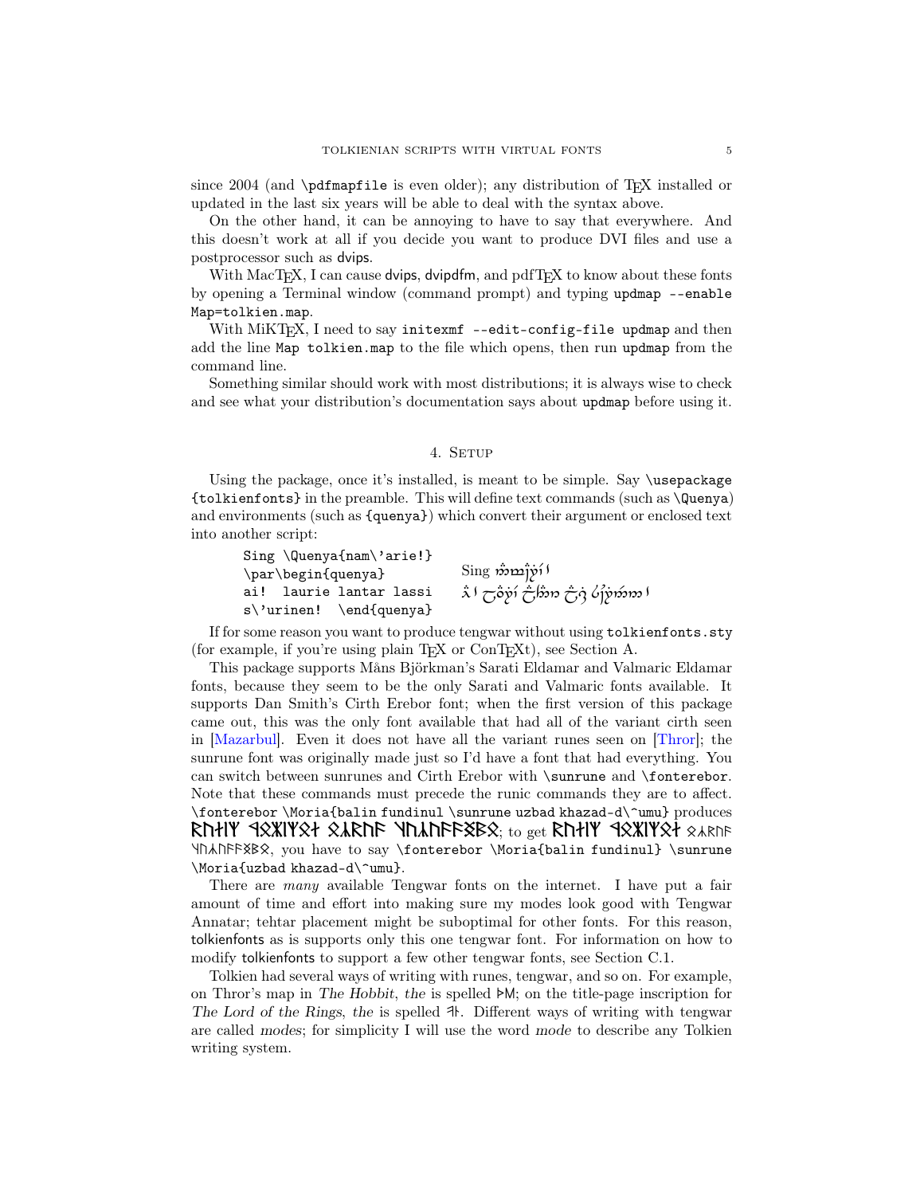since 2004 (and `\pdfmapfile` is even older); any distribution of TEX installed or updated in the last six years will be able to deal with the syntax above.

On the other hand, it can be annoying to have to say that everywhere. And this doesn't work at all if you decide you want to produce DVI files and use a postprocessor such as dvips.

With MacTEX, I can cause dvips, dvipdfm, and pdfTEX to know about these fonts by opening a Terminal window (command prompt) and typing `updmap --enable Map=tolkien.map`.

With MiKTEX, I need to say `initexmf --edit-config-file updmap` and then add the line `Map tolkien.map` to the file which opens, then run `updmap` from the command line.

Something similar should work with most distributions; it is always wise to check and see what your distribution's documentation says about `updmap` before using it.

## 4. Setup

Using the package, once it's installed, is meant to be simple. Say `\usepackage {tolkienfonts}` in the preamble. This will define text commands (such as `\Quenya`) and environments (such as `{quenya}`) which convert their argument or enclosed text into another script:

```
Sing \Quenya{nam\'arie!}
\par\begin{quenya}
ai!  laurie lantar lassi
s\'urinen!  \end{quenya}
```

Sing [tengwar text]

[tengwar text]

If for some reason you want to produce tengwar without using `tolkienfonts.sty` (for example, if you're using plain TEX or ConTEXt), see Section A.

This package supports Måns Björkman's Sarati Eldamar and Valmaric Eldamar fonts, because they seem to be the only Sarati and Valmaric fonts available. It supports Dan Smith's Cirth Erebor font; when the first version of this package came out, this was the only font available that had all of the variant cirth seen in [Mazarbul]. Even it does not have all the variant runes seen on [Thror]; the sunrune font was originally made just so I'd have a font that had everything. You can switch between sunrunes and Cirth Erebor with `\sunrune` and `\fonterebor`. Note that these commands must precede the runic commands they are to affect. `\fonterebor \Moria{balin fundinul \sunrune uzbad khazad-d\^umu}` produces [runic text]; to get [runic text], you have to say `\fonterebor \Moria{balin fundinul} \sunrune \Moria{uzbad khazad-d\^umu}`.

There are *many* available Tengwar fonts on the internet. I have put a fair amount of time and effort into making sure my modes look good with Tengwar Annatar; tehtar placement might be suboptimal for other fonts. For this reason, tolkienfonts as is supports only this one tengwar font. For information on how to modify tolkienfonts to support a few other tengwar fonts, see Section C.1.

Tolkien had several ways of writing with runes, tengwar, and so on. For example, on Thror's map in *The Hobbit*, *the* is spelled ᚦM; on the title-page inscription for *The Lord of the Rings*, *the* is spelled [runic text]. Different ways of writing with tengwar are called *modes*; for simplicity I will use the word *mode* to describe any Tolkien writing system.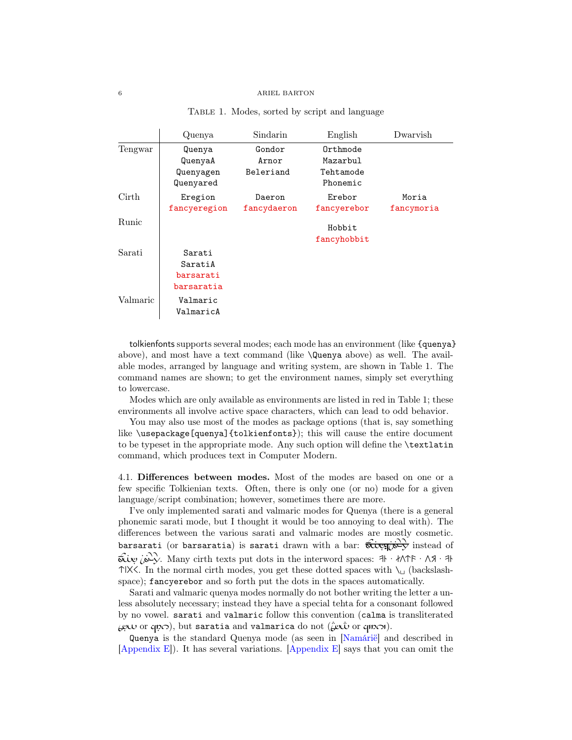Table 1. Modes, sorted by script and language

| | Quenya | Sindarin | English | Dwarvish |
|---|---|---|---|---|
| Tengwar | `Quenya`<br>`QuenyaA`<br>`Quenyagen`<br>`Quenyared` | `Gondor`<br>`Arnor`<br>`Beleriand` | `Orthmode`<br>`Mazarbul`<br>`Tehtamode`<br>`Phonemic` | |
| Cirth | `Eregion`<br>`fancyeregion` | `Daeron`<br>`fancydaeron` | `Erebor`<br>`fancyerebor` | `Moria`<br>`fancymoria` |
| Runic | | | `Hobbit`<br>`fancyhobbit` | |
| Sarati | `Sarati`<br>`SaratiA`<br>`barsarati`<br>`barsaratia` | | | |
| Valmaric | `Valmaric`<br>`ValmaricA` | | | |

tolkienfonts supports several modes; each mode has an environment (like `{quenya}` above), and most have a text command (like `\Quenya` above) as well. The available modes, arranged by language and writing system, are shown in Table 1. The command names are shown; to get the environment names, simply set everything to lowercase.

Modes which are only available as environments are listed in red in Table 1; these environments all involve active space characters, which can lead to odd behavior.

You may also use most of the modes as package options (that is, say something like `\usepackage[quenya]{tolkienfonts}`); this will cause the entire document to be typeset in the appropriate mode. Any such option will define the `\textlatin` command, which produces text in Computer Modern.

**4.1. Differences between modes.** Most of the modes are based on one or a few specific Tolkienian texts. Often, there is only one (or no) mode for a given language/script combination; however, sometimes there are more.

I've only implemented sarati and valmaric modes for Quenya (there is a general phonemic sarati mode, but I thought it would be too annoying to deal with). The differences between the various sarati and valmaric modes are mostly cosmetic. `barsarati` (or `barsaratia`) is `sarati` drawn with a bar: [sarati with bar] instead of [sarati]. Many cirth texts put dots in the interword spaces: [cirth with dots]. In the normal cirth modes, you get these dotted spaces with `\␣` (backslash-space); `fancyerebor` and so forth put the dots in the spaces automatically.

Sarati and valmaric quenya modes normally do not bother writing the letter a unless absolutely necessary; instead they have a special tehta for a consonant followed by no vowel. `sarati` and `valmaric` follow this convention (`calma` is transliterated [sarati] or [valmaric]), but `saratia` and `valmarica` do not ([sarati] or [valmaric]).

`Quenya` is the standard Quenya mode (as seen in [Namárië] and described in [Appendix E]). It has several variations. [Appendix E] says that you can omit the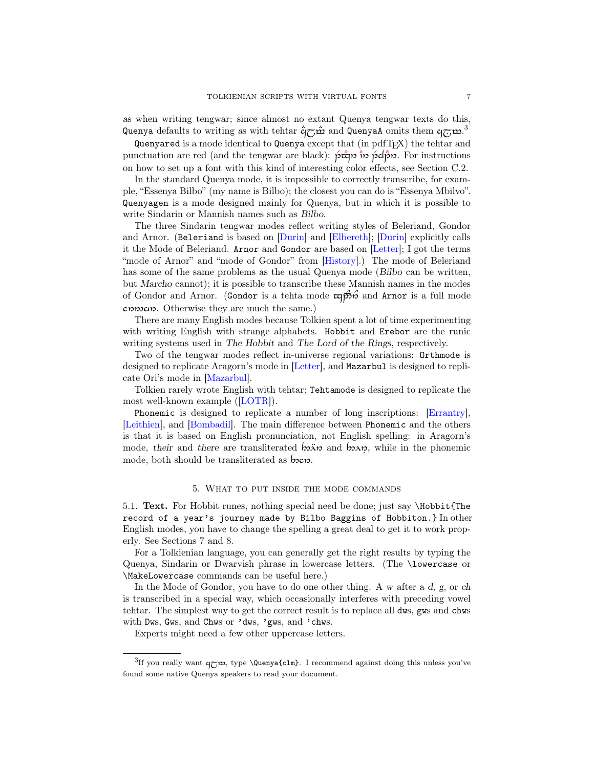as when writing tengwar; since almost no extant Quenya tengwar texts do this, `Quenya` defaults to writing *a*s with tehtar and `QuenyaA` omits them.[3]

`Quenyared` is a mode identical to `Quenya` except that (in pdfTEX) the tehtar and punctuation are red (and the tengwar are black). For instructions on how to set up a font with this kind of interesting color effects, see Section C.2.

In the standard Quenya mode, it is impossible to correctly transcribe, for example, "Essenya Bilbo" (my name is Bilbo); the closest you can do is "Essenya Mbilvo". `Quenyagen` is a mode designed mainly for Quenya, but in which it is possible to write Sindarin or Mannish names such as *Bilbo*.

The three Sindarin tengwar modes reflect writing styles of Beleriand, Gondor and Arnor. (`Beleriand` is based on [Durin] and [Elbereth]; [Durin] explicitly calls it the Mode of Beleriand. `Arnor` and `Gondor` are based on [Letter]; I got the terms "mode of Arnor" and "mode of Gondor" from [History].) The mode of Beleriand has some of the same problems as the usual Quenya mode (*Bilbo* can be written, but *Marcho* cannot); it is possible to transcribe these Mannish names in the modes of Gondor and Arnor. (`Gondor` is a tehta mode and `Arnor` is a full mode. Otherwise they are much the same.)

There are many English modes because Tolkien spent a lot of time experimenting with writing English with strange alphabets. `Hobbit` and `Erebor` are the runic writing systems used in *The Hobbit* and *The Lord of the Rings*, respectively.

Two of the tengwar modes reflect in-universe regional variations: `Orthmode` is designed to replicate Aragorn's mode in [Letter], and `Mazarbul` is designed to replicate Ori's mode in [Mazarbul].

Tolkien rarely wrote English with tehtar; `Tehtamode` is designed to replicate the most well-known example ([LOTR]).

`Phonemic` is designed to replicate a number of long inscriptions: [Errantry], [Leithien], and [Bombadil]. The main difference between `Phonemic` and the others is that it is based on English pronunciation, not English spelling: in Aragorn's mode, *their* and *there* are transliterated differently, while in the phonemic mode, both should be transliterated the same.

## 5. What to put inside the mode commands

**5.1. Text.** For Hobbit runes, nothing special need be done; just say `\Hobbit{The record of a year's journey made by Bilbo Baggins of Hobbiton.}` In other English modes, you have to change the spelling a great deal to get it to work properly. See Sections 7 and 8.

For a Tolkienian language, you can generally get the right results by typing the Quenya, Sindarin or Dwarvish phrase in lowercase letters. (The `\lowercase` or `\MakeLowercase` commands can be useful here.)

In the Mode of Gondor, you have to do one other thing. A *w* after a *d*, *g*, or *ch* is transcribed in a special way, which occasionally interferes with preceding vowel tehtar. The simplest way to get the correct result is to replace all `dw`s, `gw`s and `chw`s with `Dw`s, `Gw`s, and `Chw`s or `'dw`s, `'gw`s, and `'chw`s.

Experts might need a few other uppercase letters.

---

[3] If you really want that, type `\Quenya{clm}`. I recommend against doing this unless you've found some native Quenya speakers to read your document.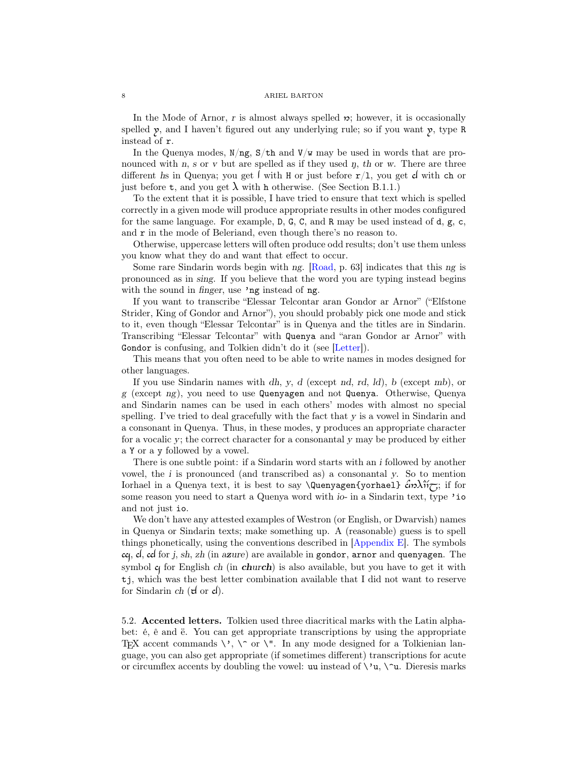In the Mode of Arnor, *r* is almost always spelled ꝛ; however, it is occasionally spelled ƴ, and I haven't figured out any underlying rule; so if you want ƴ, type `R` instead of `r`.

In the Quenya modes, `N`/`ng`, `S`/`th` and `V`/`w` may be used in words that are pronounced with *n*, *s* or *v* but are spelled as if they used *ŋ*, *th* or *w*. There are three different *h*s in Quenya; you get ʃ with `H` or just before `r`/`l`, you get ɗ with `ch` or just before `t`, and you get λ with `h` otherwise. (See Section B.1.1.)

To the extent that it is possible, I have tried to ensure that text which is spelled correctly in a given mode will produce appropriate results in other modes configured for the same language. For example, `D`, `G`, `C`, and `R` may be used instead of `d`, `g`, `c`, and `r` in the mode of Beleriand, even though there's no reason to.

Otherwise, uppercase letters will often produce odd results; don't use them unless you know what they do and want that effect to occur.

Some rare Sindarin words begin with *ng*. [Road, p. 63] indicates that this *ng* is pronounced as in *sing*. If you believe that the word you are typing instead begins with the sound in *finger*, use `'ng` instead of `ng`.

If you want to transcribe "Elessar Telcontar aran Gondor ar Arnor" ("Elfstone Strider, King of Gondor and Arnor"), you should probably pick one mode and stick to it, even though "Elessar Telcontar" is in Quenya and the titles are in Sindarin. Transcribing "Elessar Telcontar" with `Quenya` and "aran Gondor ar Arnor" with `Gondor` is confusing, and Tolkien didn't do it (see [Letter]).

This means that you often need to be able to write names in modes designed for other languages.

If you use Sindarin names with *dh*, *y*, *d* (except *nd*, *rd*, *ld*), *b* (except *mb*), or *g* (except *ng*), you need to use `Quenyagen` and not `Quenya`. Otherwise, Quenya and Sindarin names can be used in each others' modes with almost no special spelling. I've tried to deal gracefully with the fact that *y* is a vowel in Sindarin and a consonant in Quenya. Thus, in these modes, `y` produces an appropriate character for a vocalic *y*; the correct character for a consonantal *y* may be produced by either a `Y` or a `y` followed by a vowel.

There is one subtle point: if a Sindarin word starts with an *i* followed by another vowel, the *i* is pronounced (and transcribed as) a consonantal *y*. So to mention Iorhael in a Quenya text, it is best to say `\Quenyagen{yorhael}` ; if for some reason you need to start a Quenya word with *io-* in a Sindarin text, type `'io` and not just `io`.

We don't have any attested examples of Westron (or English, or Dwarvish) names in Quenya or Sindarin texts; make something up. A (reasonable) guess is to spell things phonetically, using the conventions described in [Appendix E]. The symbols for *j*, *sh*, *zh* (in *azure*) are available in `gondor`, `arnor` and `quenyagen`. The symbol for English *ch* (in ***ch**ur**ch***) is also available, but you have to get it with `tj`, which was the best letter combination available that I did not want to reserve for Sindarin *ch* (or ɗ).

### 5.2. Accented letters.

Tolkien used three diacritical marks with the Latin alphabet: é, ê and ë. You can get appropriate transcriptions by using the appropriate TeX accent commands `\'`, `\^` or `\"`. In any mode designed for a Tolkienian language, you can also get appropriate (if sometimes different) transcriptions for acute or circumflex accents by doubling the vowel: `uu` instead of `\'u`, `\^u`. Dieresis marks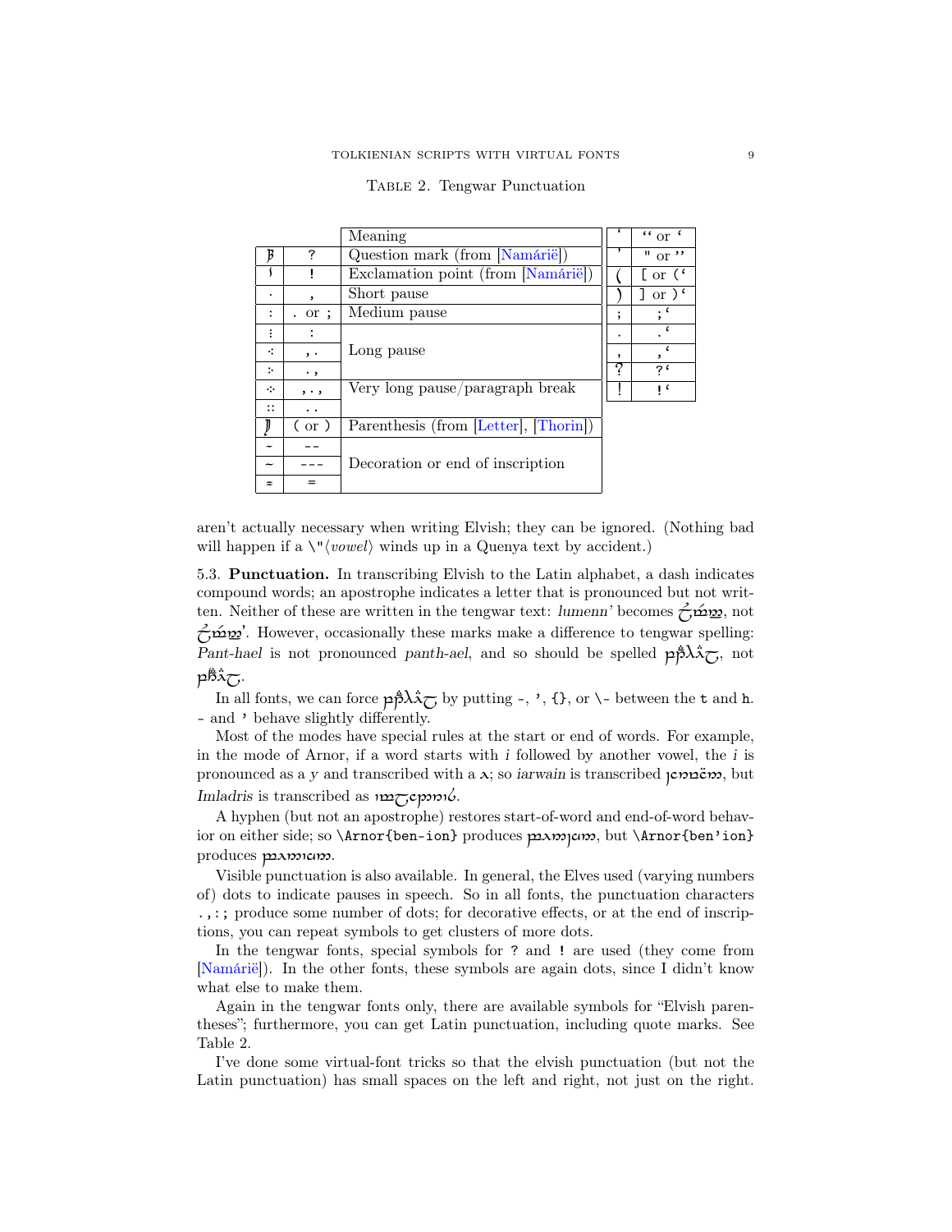TABLE 2. Tengwar Punctuation

| | | Meaning |
|---|---|---|
| ꞵ | ? | Question mark (from [Namárië]) |
| ſ | ! | Exclamation point (from [Namárië]) |
| · | , | Short pause |
| : | . or ; | Medium pause |
| ⁝ | : | Long pause |
| ⁖ | , . | |
| ⁘ | . , | |
| ⁙ | , . , | Very long pause/paragraph break |
| ∷ | . . | |
| ⟆ | ( or ) | Parenthesis (from [Letter], [Thorin]) |
| ~ | -- | Decoration or end of inscription |
| ∼ | --- | |
| ≈ | = | |

| | |
|---|---|
| ‘ | ‘‘ or ‘ |
| ’ | " or ’’ |
| ( | [ or (‘ |
| ) | ] or )‘ |
| ; | ;‘ |
| . | .‘ |
| , | ,‘ |
| ? | ?‘ |
| ! | !‘ |

aren’t actually necessary when writing Elvish; they can be ignored. (Nothing bad will happen if a \"⟨*vowel*⟩ winds up in a Quenya text by accident.)

5.3. **Punctuation.** In transcribing Elvish to the Latin alphabet, a dash indicates compound words; an apostrophe indicates a letter that is pronounced but not written. Neither of these are written in the tengwar text: *lumenn’* becomes [tengwar], not [tengwar]’. However, occasionally these marks make a difference to tengwar spelling: *Pant-hael* is not pronounced *panth-ael*, and so should be spelled [tengwar], not [tengwar].

In all fonts, we can force [tengwar] by putting `-`, `’`, `{}`, or `\-` between the `t` and `h`. `-` and `’` behave slightly differently.

Most of the modes have special rules at the start or end of words. For example, in the mode of Arnor, if a word starts with *i* followed by another vowel, the *i* is pronounced as a *y* and transcribed with a [tengwar]; so *iarwain* is transcribed [tengwar], but *Imladris* is transcribed as [tengwar].

A hyphen (but not an apostrophe) restores start-of-word and end-of-word behavior on either side; so `\Arnor{ben-ion}` produces [tengwar], but `\Arnor{ben’ion}` produces [tengwar].

Visible punctuation is also available. In general, the Elves used (varying numbers of) dots to indicate pauses in speech. So in all fonts, the punctuation characters `.,:;` produce some number of dots; for decorative effects, or at the end of inscriptions, you can repeat symbols to get clusters of more dots.

In the tengwar fonts, special symbols for `?` and `!` are used (they come from [Namárië]). In the other fonts, these symbols are again dots, since I didn’t know what else to make them.

Again in the tengwar fonts only, there are available symbols for “Elvish parentheses”; furthermore, you can get Latin punctuation, including quote marks. See Table 2.

I’ve done some virtual-font tricks so that the elvish punctuation (but not the Latin punctuation) has small spaces on the left and right, not just on the right.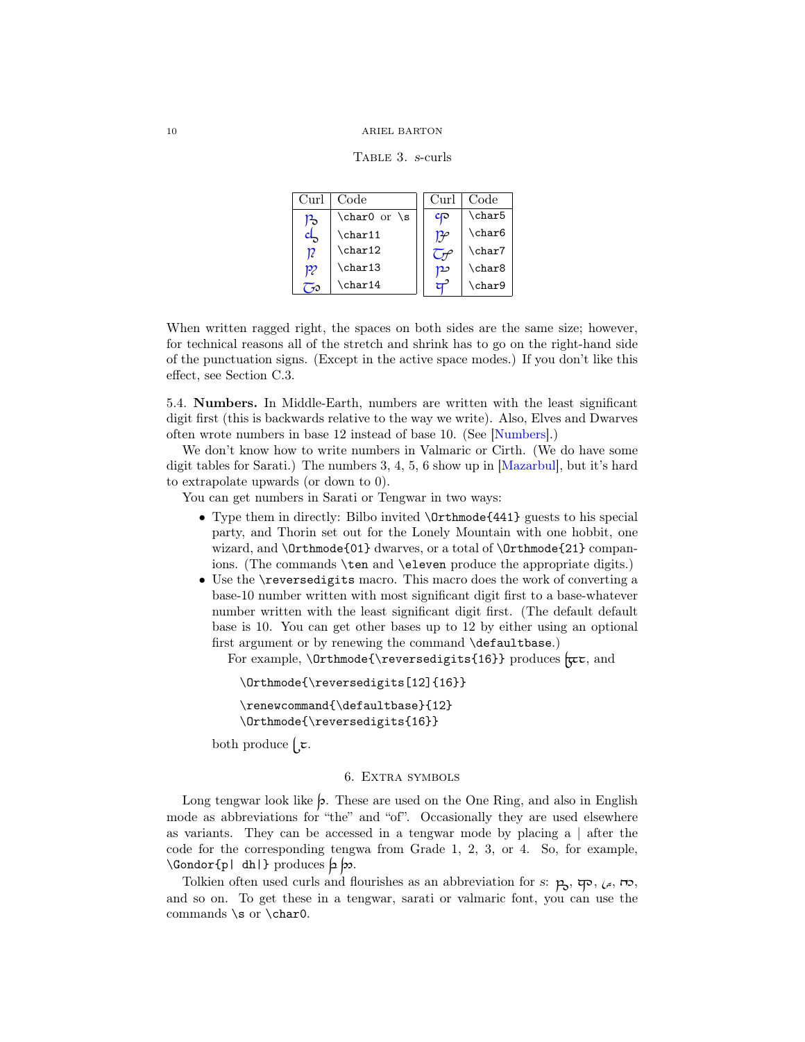Table 3. *s*-curls

| Curl | Code | | Curl | Code |
|---|---|---|---|---|
| | `\char0` or `\s` | | | `\char5` |
| | `\char11` | | | `\char6` |
| | `\char12` | | | `\char7` |
| | `\char13` | | | `\char8` |
| | `\char14` | | | `\char9` |

When written ragged right, the spaces on both sides are the same size; however, for technical reasons all of the stretch and shrink has to go on the right-hand side of the punctuation signs. (Except in the active space modes.) If you don't like this effect, see Section C.3.

5.4. **Numbers.** In Middle-Earth, numbers are written with the least significant digit first (this is backwards relative to the way we write). Also, Elves and Dwarves often wrote numbers in base 12 instead of base 10. (See [Numbers].)

We don't know how to write numbers in Valmaric or Cirth. (We do have some digit tables for Sarati.) The numbers 3, 4, 5, 6 show up in [Mazarbul], but it's hard to extrapolate upwards (or down to 0).

You can get numbers in Sarati or Tengwar in two ways:

- Type them in directly: Bilbo invited `\Orthmode{441}` guests to his special party, and Thorin set out for the Lonely Mountain with one hobbit, one wizard, and `\Orthmode{01}` dwarves, or a total of `\Orthmode{21}` companions. (The commands `\ten` and `\eleven` produce the appropriate digits.)
- Use the `\reversedigits` macro. This macro does the work of converting a base-10 number written with most significant digit first to a base-whatever number written with the least significant digit first. (The default default base is 10. You can get other bases up to 12 by either using an optional first argument or by renewing the command `\defaultbase`.)

  For example, `\Orthmode{\reversedigits{16}}` produces , and

  ```
  \Orthmode{\reversedigits[12]{16}}
  ```

  ```
  \renewcommand{\defaultbase}{12}
  \Orthmode{\reversedigits{16}}
  ```

  both produce .

## 6. Extra symbols

Long tengwar look like . These are used on the One Ring, and also in English mode as abbreviations for "the" and "of". Occasionally they are used elsewhere as variants. They can be accessed in a tengwar mode by placing a | after the code for the corresponding tengwa from Grade 1, 2, 3, or 4. So, for example, `\Gondor{p| dh|}` produces .

Tolkien often used curls and flourishes as an abbreviation for *s*: , , , , and so on. To get these in a tengwar, sarati or valmaric font, you can use the commands `\s` or `\char0`.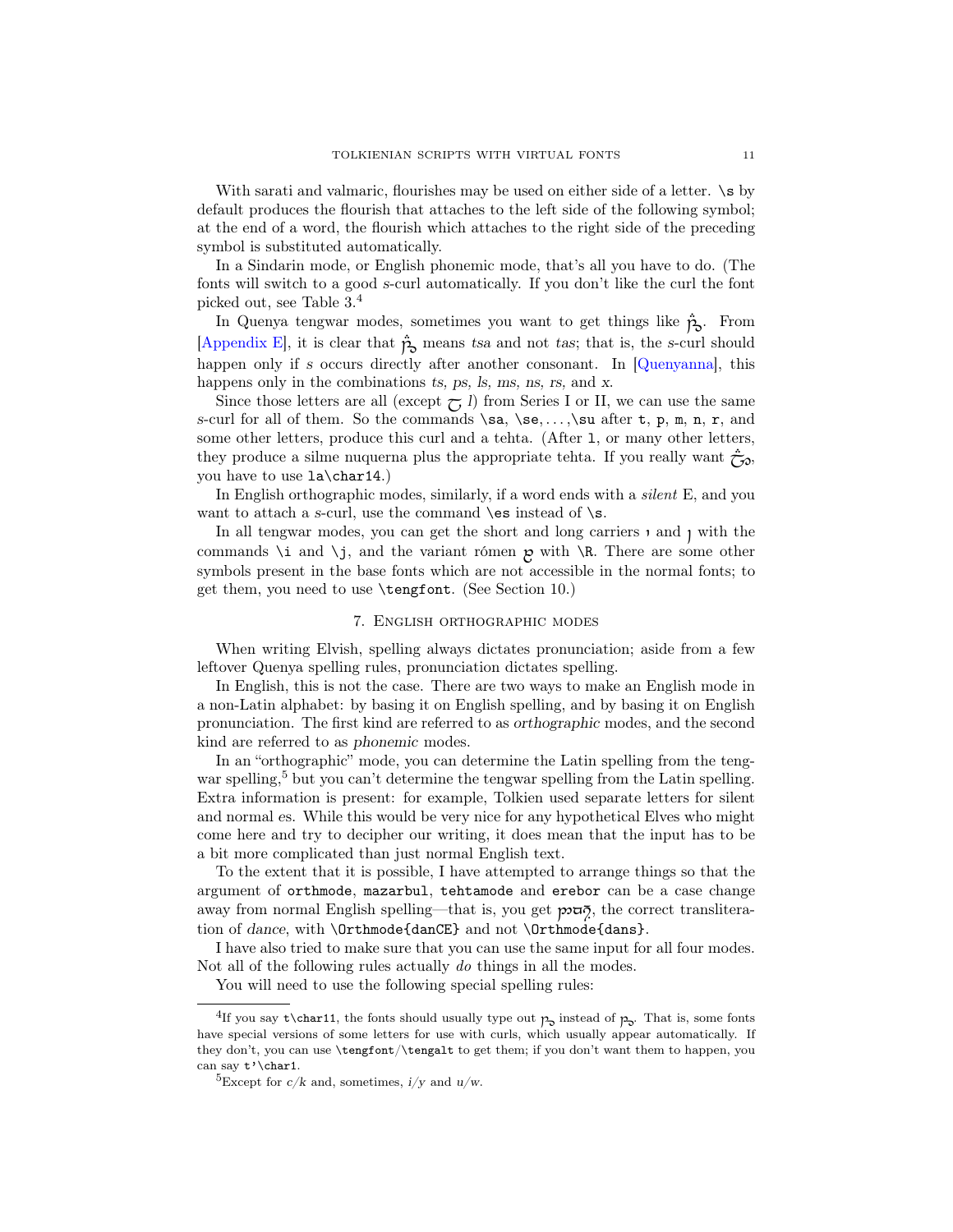With sarati and valmaric, flourishes may be used on either side of a letter. `\s` by default produces the flourish that attaches to the left side of the following symbol; at the end of a word, the flourish which attaches to the right side of the preceding symbol is substituted automatically.

In a Sindarin mode, or English phonemic mode, that's all you have to do. (The fonts will switch to a good *s*-curl automatically. If you don't like the curl the font picked out, see Table 3.[4]

In Quenya tengwar modes, sometimes you want to get things like [tengwar]. From [Appendix E], it is clear that [tengwar] means *tsa* and not *tas*; that is, the *s*-curl should happen only if *s* occurs directly after another consonant. In [Quenyanna], this happens only in the combinations *ts, ps, ls, ms, ns, rs,* and *x*.

Since those letters are all (except [tengwar] *l*) from Series I or II, we can use the same *s*-curl for all of them. So the commands `\sa`, `\se`, . . . ,`\su` after `t`, `p`, `m`, `n`, `r`, and some other letters, produce this curl and a tehta. (After `l`, or many other letters, they produce a silme nuquerna plus the appropriate tehta. If you really want [tengwar], you have to use `la\char14`.)

In English orthographic modes, similarly, if a word ends with a *silent* E, and you want to attach a *s*-curl, use the command `\es` instead of `\s`.

In all tengwar modes, you can get the short and long carriers [tengwar] and [tengwar] with the commands `\i` and `\j`, and the variant rómen [tengwar] with `\R`. There are some other symbols present in the base fonts which are not accessible in the normal fonts; to get them, you need to use `\tengfont`. (See Section 10.)

## 7. English orthographic modes

When writing Elvish, spelling always dictates pronunciation; aside from a few leftover Quenya spelling rules, pronunciation dictates spelling.

In English, this is not the case. There are two ways to make an English mode in a non-Latin alphabet: by basing it on English spelling, and by basing it on English pronunciation. The first kind are referred to as *orthographic* modes, and the second kind are referred to as *phonemic* modes.

In an "orthographic" mode, you can determine the Latin spelling from the tengwar spelling,[5] but you can't determine the tengwar spelling from the Latin spelling. Extra information is present: for example, Tolkien used separate letters for silent and normal *e*s. While this would be very nice for any hypothetical Elves who might come here and try to decipher our writing, it does mean that the input has to be a bit more complicated than just normal English text.

To the extent that it is possible, I have attempted to arrange things so that the argument of `orthmode`, `mazarbul`, `tehtamode` and `erebor` can be a case change away from normal English spelling—that is, you get [tengwar], the correct transliteration of *dance*, with `\Orthmode{danCE}` and not `\Orthmode{dans}`.

I have also tried to make sure that you can use the same input for all four modes. Not all of the following rules actually *do* things in all the modes.

You will need to use the following special spelling rules:

---

[4] If you say `t\char11`, the fonts should usually type out [tengwar] instead of [tengwar]. That is, some fonts have special versions of some letters for use with curls, which usually appear automatically. If they don't, you can use `\tengfont`/`\tengalt` to get them; if you don't want them to happen, you can say `t'\char1`.

[5] Except for *c*/*k* and, sometimes, *i*/*y* and *u*/*w*.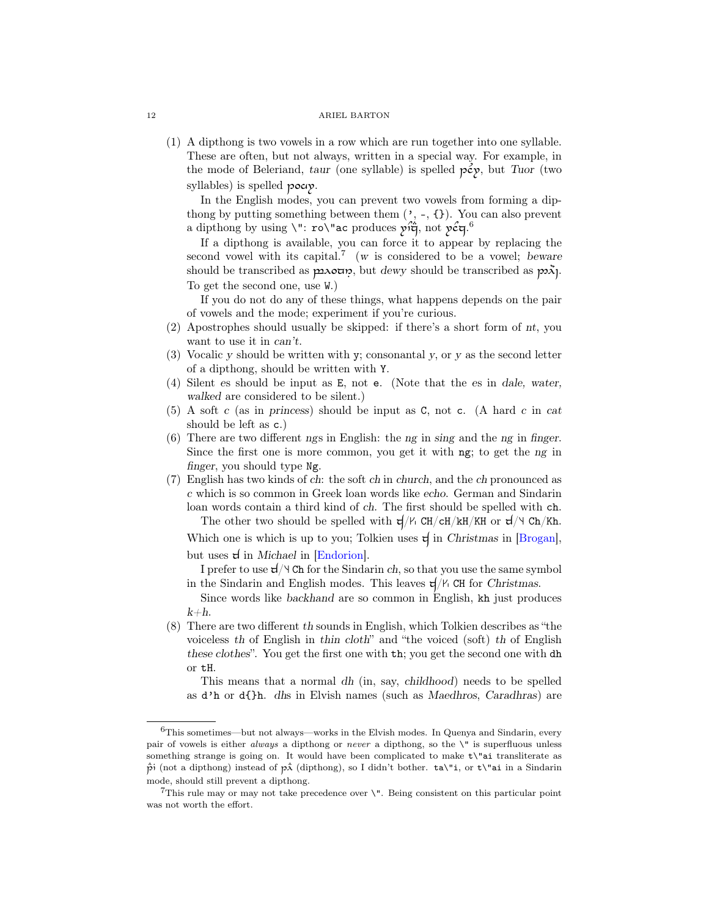(1) A dipthong is two vowels in a row which are run together into one syllable. These are often, but not always, written in a special way. For example, in the mode of Beleriand, *taur* (one syllable) is spelled [Tengwar], but *Tuor* (two syllables) is spelled [Tengwar].

In the English modes, you can prevent two vowels from forming a dipthong by putting something between them (`'`, `-`, `{}`). You can also prevent a dipthong by using `\"`: `ro\"ac` produces [Tengwar], not [Tengwar].[6]

If a dipthong is available, you can force it to appear by replacing the second vowel with its capital.[7] (*w* is considered to be a vowel; *beware* should be transcribed as [Tengwar], but *dewy* should be transcribed as [Tengwar]. To get the second one, use `W`.)

If you do not do any of these things, what happens depends on the pair of vowels and the mode; experiment if you're curious.

(2) Apostrophes should usually be skipped: if there's a short form of *nt*, you want to use it in *can't*.

(3) Vocalic *y* should be written with `y`; consonantal *y*, or *y* as the second letter of a dipthong, should be written with `Y`.

(4) Silent *e*s should be input as `E`, not `e`. (Note that the *e*s in *dale, water, walked* are considered to be silent.)

(5) A soft *c* (as in *princess*) should be input as `C`, not `c`. (A hard *c* in *cat* should be left as `c`.)

(6) There are two different *ng*s in English: the *ng* in *sing* and the *ng* in *finger*. Since the first one is more common, you get it with `ng`; to get the *ng* in *finger*, you should type `Ng`.

(7) English has two kinds of *ch*: the soft *ch* in *church*, and the *ch* pronounced as *c* which is so common in Greek loan words like *echo*. German and Sindarin loan words contain a third kind of *ch*. The first should be spelled with `ch`.

The other two should be spelled with [Tengwar]/[Tengwar] `CH`/`cH`/`kH`/`KH` or [Tengwar]/[Tengwar] `Ch`/`Kh`. Which one is which is up to you; Tolkien uses [Tengwar] in *Christmas* in [Brogan], but uses [Tengwar] in *Michael* in [Endorion].

I prefer to use [Tengwar]/[Tengwar] `Ch` for the Sindarin *ch*, so that you use the same symbol in the Sindarin and English modes. This leaves [Tengwar]/[Tengwar] `CH` for *Christmas*.

Since words like *backhand* are so common in English, `kh` just produces *k*+*h*.

(8) There are two different *th* sounds in English, which Tolkien describes as "the voiceless *th* of English in *thin cloth*" and "the voiced (soft) *th* of English *these clothes*". You get the first one with `th`; you get the second one with `dh` or `tH`.

This means that a normal *dh* (in, say, *childhood*) needs to be spelled as `d'h` or `d{}h`. *dh*s in Elvish names (such as *Maedhros*, *Caradhras*) are

---

[6] This sometimes—but not always—works in the Elvish modes. In Quenya and Sindarin, every pair of vowels is either *always* a dipthong or *never* a dipthong, so the `\"` is superfluous unless something strange is going on. It would have been complicated to make `t\"ai` transliterate as [Tengwar] (not a dipthong) instead of [Tengwar] (dipthong), so I didn't bother. `ta\"i`, or `t\"ai` in a Sindarin mode, should still prevent a dipthong.

[7] This rule may or may not take precedence over `\"`. Being consistent on this particular point was not worth the effort.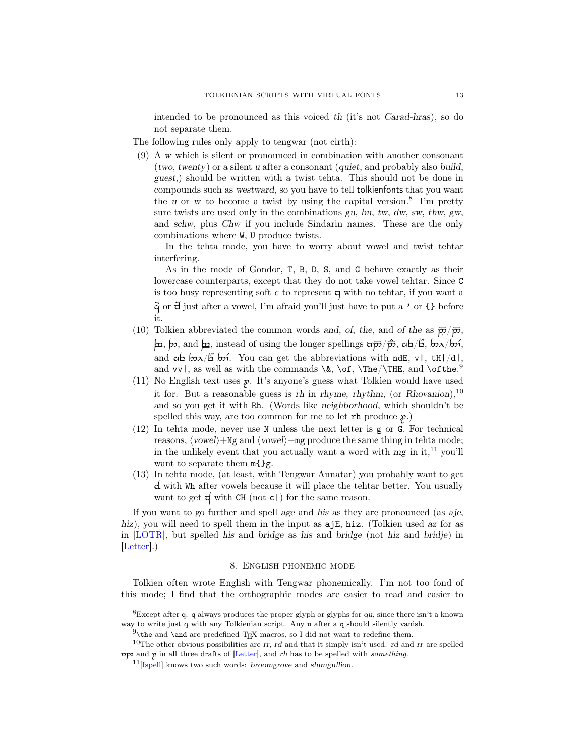intended to be pronounced as this voiced *th* (it's not *Carad-hras*), so do not separate them.

The following rules only apply to tengwar (not cirth):

(9) A *w* which is silent or pronounced in combination with another consonant (*two*, *twenty*) or a silent *u* after a consonant (*quiet*, and probably also *build*, *guest*,) should be written with a twist tehta. This should not be done in compounds such as *westward*, so you have to tell tolkienfonts that you want the *u* or *w* to become a twist by using the capital version.[8] I'm pretty sure twists are used only in the combinations *gu*, *bu*, *tw*, *dw*, *sw*, *thw*, *gw*, and *schw*, plus *Chw* if you include Sindarin names. These are the only combinations where `W`, `U` produce twists.

In the tehta mode, you have to worry about vowel and twist tehtar interfering.

As in the mode of Gondor, `T`, `B`, `D`, `S`, and `G` behave exactly as their lowercase counterparts, except that they do not take vowel tehtar. Since `C` is too busy representing soft *c* to represent with no tehtar, if you want a or just after a vowel, I'm afraid you'll just have to put a `'` or `{}` before it.

(10) Tolkien abbreviated the common words *and*, *of*, *the*, and *of the* as /, , , and , instead of using the longer spellings /, /, /, and /. You can get the abbreviations with `ndE`, `v|`, `tH|/d|`, and `vv|`, as well as with the commands `\&`, `\of`, `\The/\THE`, and `\ofthe`.[9]

(11) No English text uses . It's anyone's guess what Tolkien would have used it for. But a reasonable guess is *rh* in *rhyme*, *rhythm*, (or *Rhovanion*),[10] and so you get it with `Rh`. (Words like *neighborhood*, which shouldn't be spelled this way, are too common for me to let `rh` produce .)

(12) In tehta mode, never use `N` unless the next letter is `g` or `G`. For technical reasons, ⟨*vowel*⟩+`Ng` and ⟨*vowel*⟩+`mg` produce the same thing in tehta mode; in the unlikely event that you actually want a word with *mg* in it,[11] you'll want to separate them `m{}g`.

(13) In tehta mode, (at least, with Tengwar Annatar) you probably want to get with `Wh` after vowels because it will place the tehtar better. You usually want to get with `CH` (not `c|`) for the same reason.

If you want to go further and spell *age* and *his* as they are pronounced (as *aje*, *hiz*), you will need to spell them in the input as `ajE`, `hiz`. (Tolkien used *az* for *as* in [LOTR], but spelled *his* and *bridge* as *his* and *bridge* (not *hiz* and *bridje*) in [Letter].)

## 8. English phonemic mode

Tolkien often wrote English with Tengwar phonemically. I'm not too fond of this mode; I find that the orthographic modes are easier to read and easier to

---

[8] Except after `q`. `q` always produces the proper glyph or glyphs for *qu*, since there isn't a known way to write just *q* with any Tolkienian script. Any `u` after a `q` should silently vanish.

[9] `\the` and `\and` are predefined TeX macros, so I did not want to redefine them.

[10] The other obvious possibilities are *rr*, *rd* and that it simply isn't used. *rd* and *rr* are spelled and in all three drafts of [Letter], and *rh* has to be spelled with *something*.

[11] [Ispell] knows two such words: *broomgrove* and *slumgullion*.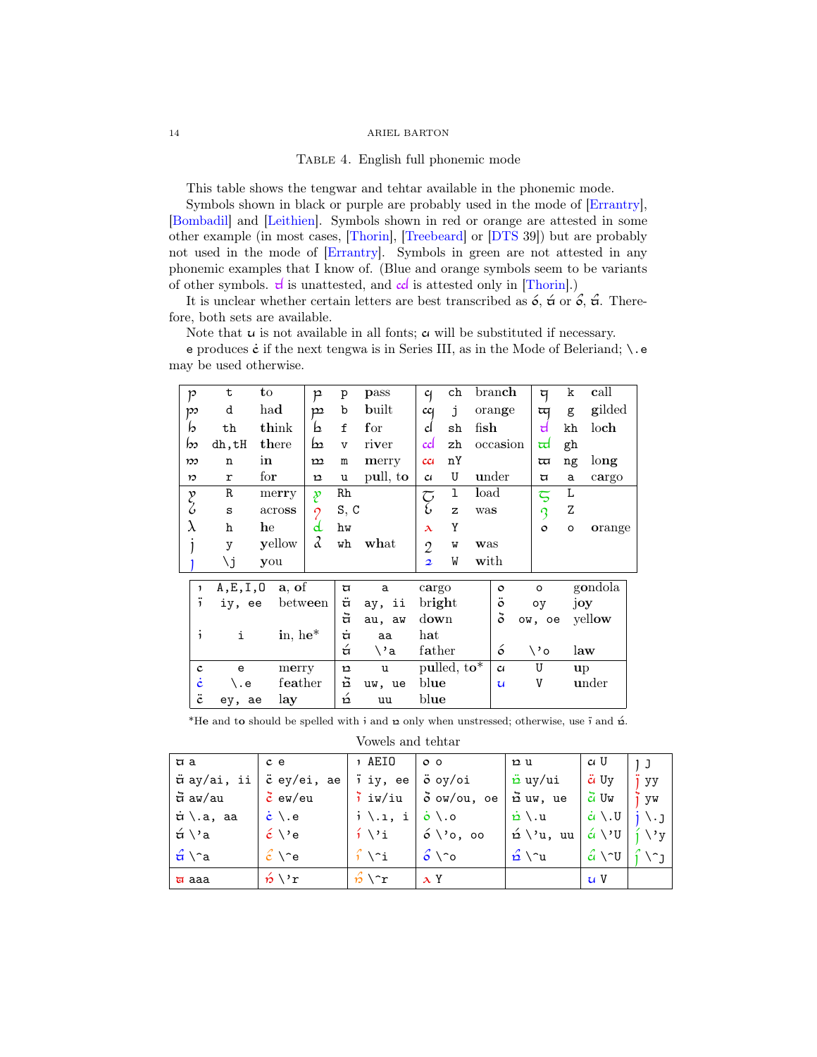## Table 4. English full phonemic mode

This table shows the tengwar and tehtar available in the phonemic mode.

Symbols shown in black or purple are probably used in the mode of [Errantry], [Bombadil] and [Leithien]. Symbols shown in red or orange are attested in some other example (in most cases, [Thorin], [Treebeard] or [DTS 39]) but are probably not used in the mode of [Errantry]. Symbols in green are not attested in any phonemic examples that I know of. (Blue and orange symbols seem to be variants of other symbols. ⟨kh⟩ is unattested, and ⟨zh⟩ is attested only in [Thorin].)

It is unclear whether certain letters are best transcribed as ⟨\'o⟩, ⟨\'a⟩ or ⟨\'o⟩, ⟨\'a⟩. Therefore, both sets are available.

Note that ⟨V⟩ is not available in all fonts; ⟨U⟩ will be substituted if necessary.

e produces ⟨\.e⟩ if the next tengwa is in Series III, as in the Mode of Beleriand; \.e may be used otherwise.

| | | | | | | | | | | | |
|---|---|---|---|---|---|---|---|---|---|---|---|
| | t | to | | p | pass | | ch | branch | | k | call |
| | d | had | | b | built | | j | orange | | g | gilded |
| | th | think | | f | for | | sh | fish | | kh | loch |
| | dh,tH | there | | v | river | | zh | occasion | | gh | |
| | n | in | | m | merry | | nY | | | ng | long |
| | r | for | | u | pull, to | | U | under | | a | cargo |
| | R | merry | | Rh | | | l | load | | L | |
| | s | across | | S, C | | | z | was | | Z | |
| | h | he | | hw | | | Y | | | o | orange |
| | y | yellow | | wh | what | | w | was | | | |
| | \j | you | | | | | W | with | | | |

| | | | | | | | | |
|---|---|---|---|---|---|---|---|---|
| | A,E,I,O | a, of | | a | cargo | | o | gondola |
| | iy, ee | between | | ay, ii | bright | | oy | joy |
| | | | | au, aw | down | | ow, oe | yellow |
| | i | in, he* | | aa | hat | | | |
| | | | | \'a | father | | \'o | law |
| | e | merry | | u | pulled, to* | | U | up |
| | \.e | feather | | uw, ue | blue | | V | under |
| | ey, ae | lay | | uu | blue | | | |

*He and to should be spelled with ⟨i⟩ and ⟨u⟩ only when unstressed; otherwise, use ⟨iy⟩ and ⟨uu⟩.

Vowels and tehtar

| | | | | | | |
|---|---|---|---|---|---|---|
| a | e | AEIO | o | u | U | J |
| ay/ai, ii | ey/ei, ae | iy, ee | oy/oi | uy/ui | Uy | yy |
| aw/au | ew/eu | iw/iu | ow/ou, oe | uw, ue | Uw | yw |
| \.a, aa | \.e | \.ı, i | \.o | \.u | \.U | \.J |
| \'a | \'e | \'i | \'o, oo | \'u, uu | \'U | \'y |
| \^a | \^e | \^i | \^o | \^u | \^U | \^J |
| aaa | \'r | \^r | Y | | V | |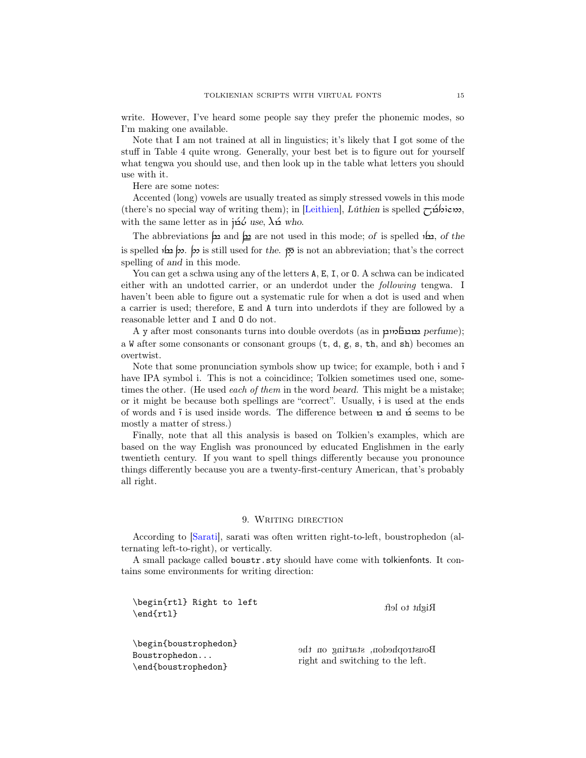write. However, I've heard some people say they prefer the phonemic modes, so I'm making one available.

Note that I am not trained at all in linguistics; it's likely that I got some of the stuff in Table 4 quite wrong. Generally, your best bet is to figure out for yourself what tengwa you should use, and then look up in the table what letters you should use with it.

Here are some notes:

Accented (long) vowels are usually treated as simply stressed vowels in this mode (there's no special way of writing them); in [Leithien], *Lúthien* is spelled [tengwar], with the same letter as in [tengwar] *use*, [tengwar] *who*.

The abbreviations [tengwar] and [tengwar] are not used in this mode; *of* is spelled [tengwar], *of the* is spelled [tengwar] [tengwar]. [tengwar] is still used for *the*. [tengwar] is not an abbreviation; that's the correct spelling of *and* in this mode.

You can get a schwa using any of the letters `A`, `E`, `I`, or `O`. A schwa can be indicated either with an undotted carrier, or an underdot under the *following* tengwa. I haven't been able to figure out a systematic rule for when a dot is used and when a carrier is used; therefore, `E` and `A` turn into underdots if they are followed by a reasonable letter and `I` and `O` do not.

A `y` after most consonants turns into double overdots (as in [tengwar] *perfume*); a `W` after some consonants or consonant groups (`t`, `d`, `g`, `s`, `th`, and `sh`) becomes an overtwist.

Note that some pronunciation symbols show up twice; for example, both [tengwar] and [tengwar] have IPA symbol i. This is not a coincidince; Tolkien sometimes used one, sometimes the other. (He used *each of them* in the word *beard*. This might be a mistake; or it might be because both spellings are "correct". Usually, [tengwar] is used at the ends of words and [tengwar] is used inside words. The difference between [tengwar] and [tengwar] seems to be mostly a matter of stress.)

Finally, note that all this analysis is based on Tolkien's examples, which are based on the way English was pronounced by educated Englishmen in the early twentieth century. If you want to spell things differently because you pronounce things differently because you are a twenty-first-century American, that's probably all right.

## 9. Writing direction

According to [Sarati], sarati was often written right-to-left, boustrophedon (alternating left-to-right), or vertically.

A small package called `boustr.sty` should have come with tolkienfonts. It contains some environments for writing direction:

```
\begin{rtl} Right to left
\end{rtl}
```

tfel ot thgiR

```
\begin{boustrophedon}
Boustrophedon...
\end{boustrophedon}
```

eht no gnitrats ,nodehportsuoB
right and switching to the left.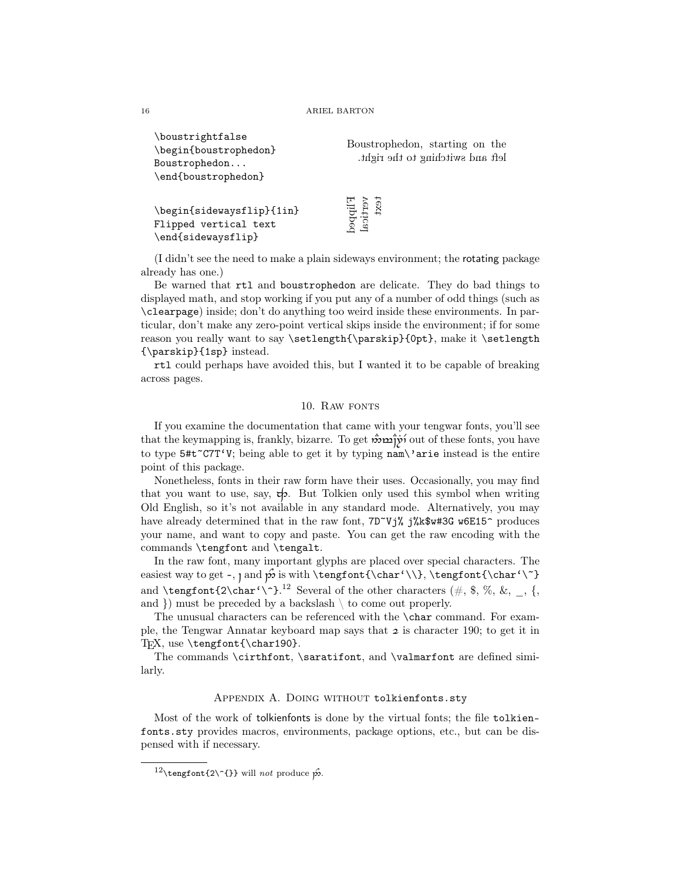```
\boustrightfalse
\begin{boustrophedon}
Boustrophedon...
\end{boustrophedon}
```

Boustrophedon, starting on the left and switching to the right. *(second line rendered mirrored)*

```
\begin{sidewaysflip}{1in}
Flipped vertical text
\end{sidewaysflip}
```

Flipped vertical text *(rendered flipped sideways)*

(I didn't see the need to make a plain sideways environment; the rotating package already has one.)

Be warned that `rtl` and `boustrophedon` are delicate. They do bad things to displayed math, and stop working if you put any of a number of odd things (such as `\clearpage`) inside; don't do anything too weird inside these environments. In particular, don't make any zero-point vertical skips inside the environment; if for some reason you really want to say `\setlength{\parskip}{0pt}`, make it `\setlength {\parskip}{1sp}` instead.

`rtl` could perhaps have avoided this, but I wanted it to be capable of breaking across pages.

## 10. Raw fonts

If you examine the documentation that came with your tengwar fonts, you'll see that the keymapping is, frankly, bizarre. To get [tengwar] out of these fonts, you have to type `5#t~C7T'V`; being able to get it by typing `nam\'arie` instead is the entire point of this package.

Nonetheless, fonts in their raw form have their uses. Occasionally, you may find that you want to use, say, [tengwar]. But Tolkien only used this symbol when writing Old English, so it's not available in any standard mode. Alternatively, you may have already determined that in the raw font, `7D~Vj% j%k$w#3G w6E15^` produces your name, and want to copy and paste. You can get the raw encoding with the commands `\tengfont` and `\tengalt`.

In the raw font, many important glyphs are placed over special characters. The easiest way to get ~, [tengwar] and [tengwar] is with `\tengfont{\char'\\}`, `\tengfont{\char'\~}` and `\tengfont{2\char'\~}`.[12] Several of the other characters (#, $, %, &, _, {, and }) must be preceded by a backslash \ to come out properly.

The unusual characters can be referenced with the `\char` command. For example, the Tengwar Annatar keyboard map says that [tengwar] is character 190; to get it in TEX, use `\tengfont{\char190}`.

The commands `\cirthfont`, `\saratifont`, and `\valmarfont` are defined similarly.

## Appendix A. Doing without tolkienfonts.sty

Most of the work of tolkienfonts is done by the virtual fonts; the file `tolkienfonts.sty` provides macros, environments, package options, etc., but can be dispensed with if necessary.

[12] `\tengfont{2\~{}}` will *not* produce [tengwar].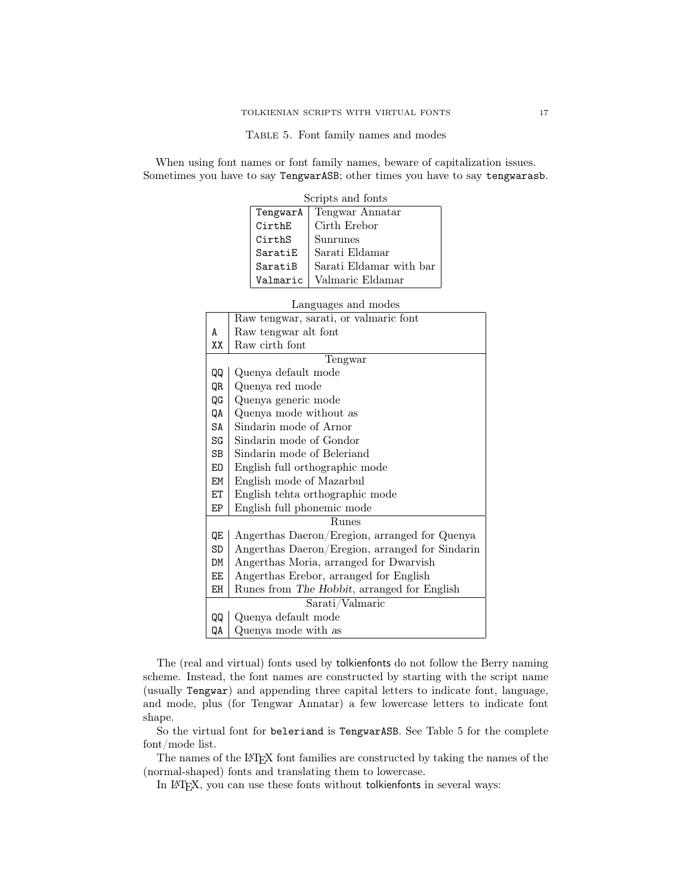Table 5. Font family names and modes

When using font names or font family names, beware of capitalization issues. Sometimes you have to say `TengwarASB`; other times you have to say `tengwarasb`.

Scripts and fonts

| | |
|---|---|
| `TengwarA` | Tengwar Annatar |
| `CirthE` | Cirth Erebor |
| `CirthS` | Sunrunes |
| `SaratiE` | Sarati Eldamar |
| `SaratiB` | Sarati Eldamar with bar |
| `Valmaric` | Valmaric Eldamar |

Languages and modes

| | |
|---|---|
| | Raw tengwar, sarati, or valmaric font |
| `A` | Raw tengwar alt font |
| `XX` | Raw cirth font |
| | Tengwar |
| `QQ` | Quenya default mode |
| `QR` | Quenya red mode |
| `QG` | Quenya generic mode |
| `QA` | Quenya mode without as |
| `SA` | Sindarin mode of Arnor |
| `SG` | Sindarin mode of Gondor |
| `SB` | Sindarin mode of Beleriand |
| `EO` | English full orthographic mode |
| `EM` | English mode of Mazarbul |
| `ET` | English tehta orthographic mode |
| `EP` | English full phonemic mode |
| | Runes |
| `QE` | Angerthas Daeron/Eregion, arranged for Quenya |
| `SD` | Angerthas Daeron/Eregion, arranged for Sindarin |
| `DM` | Angerthas Moria, arranged for Dwarvish |
| `EE` | Angerthas Erebor, arranged for English |
| `EH` | Runes from *The Hobbit*, arranged for English |
| | Sarati/Valmaric |
| `QQ` | Quenya default mode |
| `QA` | Quenya mode with as |

The (real and virtual) fonts used by tolkienfonts do not follow the Berry naming scheme. Instead, the font names are constructed by starting with the script name (usually `Tengwar`) and appending three capital letters to indicate font, language, and mode, plus (for Tengwar Annatar) a few lowercase letters to indicate font shape.

So the virtual font for `beleriand` is `TengwarASB`. See Table 5 for the complete font/mode list.

The names of the LaTeX font families are constructed by taking the names of the (normal-shaped) fonts and translating them to lowercase.

In LaTeX, you can use these fonts without tolkienfonts in several ways: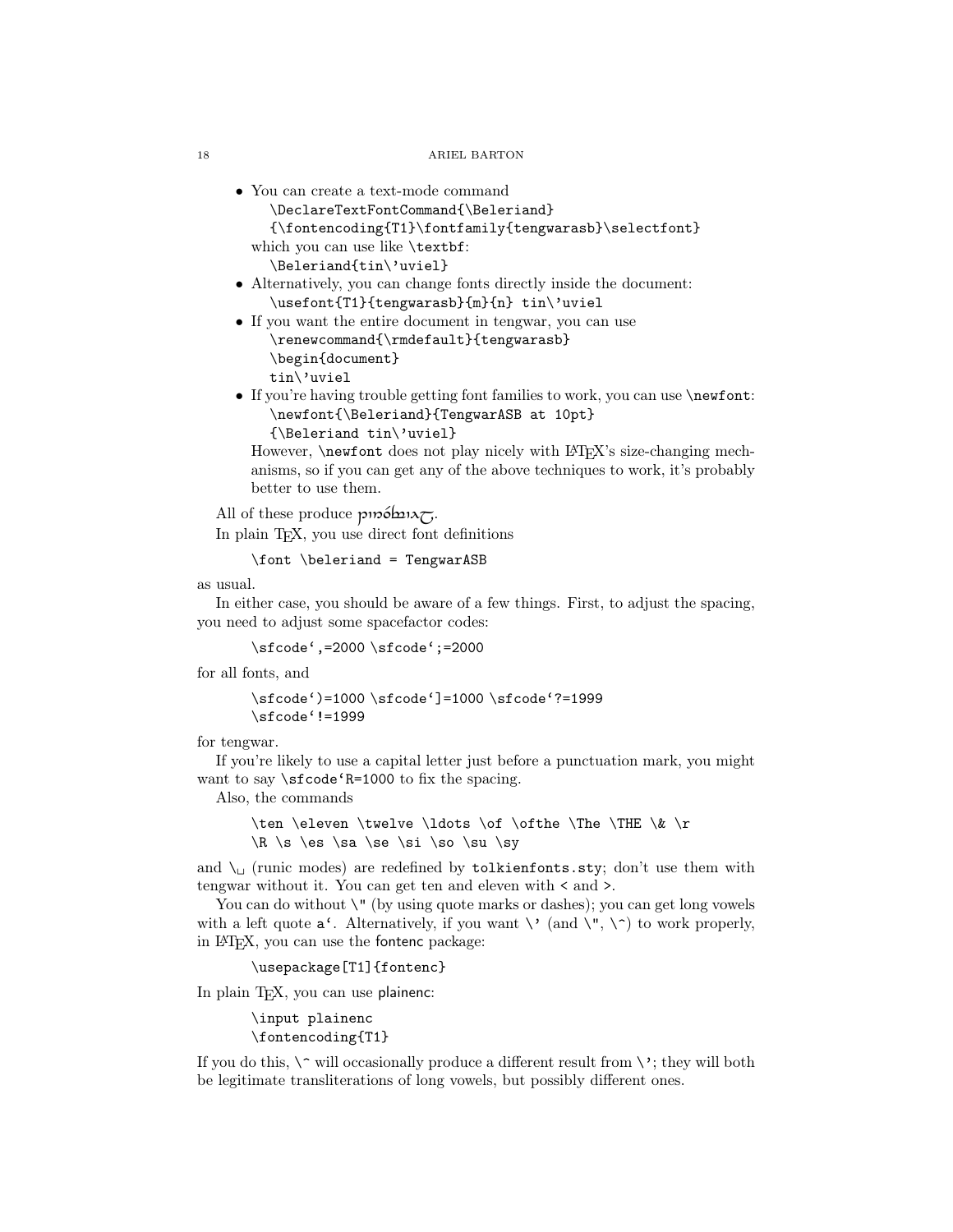- You can create a text-mode command

  ```
  \DeclareTextFontCommand{\Beleriand}
  {\fontencoding{T1}\fontfamily{tengwarasb}\selectfont}
  ```

  which you can use like `\textbf`:

  ```
  \Beleriand{tin\'uviel}
  ```

- Alternatively, you can change fonts directly inside the document:

  ```
  \usefont{T1}{tengwarasb}{m}{n} tin\'uviel
  ```

- If you want the entire document in tengwar, you can use

  ```
  \renewcommand{\rmdefault}{tengwarasb}
  \begin{document}
  tin\'uviel
  ```

- If you're having trouble getting font families to work, you can use `\newfont`:

  ```
  \newfont{\Beleriand}{TengwarASB at 10pt}
  {\Beleriand tin\'uviel}
  ```

  However, `\newfont` does not play nicely with LaTeX's size-changing mechanisms, so if you can get any of the above techniques to work, it's probably better to use them.

All of these produce [tengwar text].

In plain TeX, you use direct font definitions

```
\font \beleriand = TengwarASB
```

as usual.

In either case, you should be aware of a few things. First, to adjust the spacing, you need to adjust some spacefactor codes:

```
\sfcode`,=2000 \sfcode`;=2000
```

for all fonts, and

```
\sfcode`)=1000 \sfcode`]=1000 \sfcode`?=1999
\sfcode`!=1999
```

for tengwar.

If you're likely to use a capital letter just before a punctuation mark, you might want to say `\sfcode`R=1000` to fix the spacing.

Also, the commands

```
\ten \eleven \twelve \ldots \of \ofthe \The \THE \& \r
\R \s \es \sa \se \si \so \su \sy
```

and `\␣` (runic modes) are redefined by `tolkienfonts.sty`; don't use them with tengwar without it. You can get ten and eleven with `<` and `>`.

You can do without `\"` (by using quote marks or dashes); you can get long vowels with a left quote `a``. Alternatively, if you want `\'` (and `\"`, `\^`) to work properly, in LaTeX, you can use the fontenc package:

```
\usepackage[T1]{fontenc}
```

In plain TeX, you can use plainenc:

```
\input plainenc
\fontencoding{T1}
```

If you do this, `\^` will occasionally produce a different result from `\'`; they will both be legitimate transliterations of long vowels, but possibly different ones.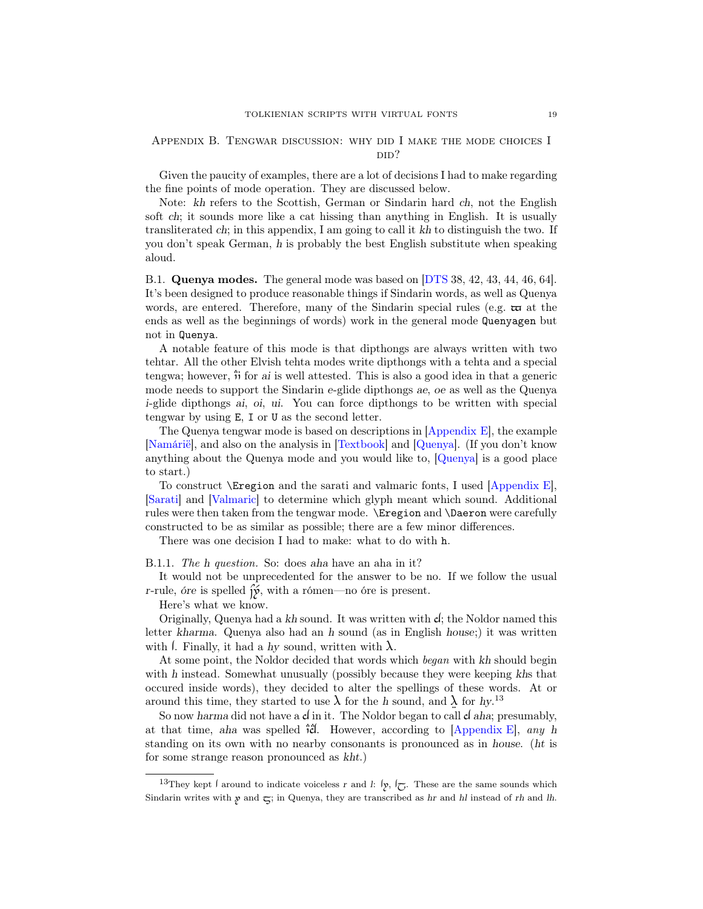## Appendix B. Tengwar discussion: why did I make the mode choices I did?

Given the paucity of examples, there are a lot of decisions I had to make regarding the fine points of mode operation. They are discussed below.

Note: *kh* refers to the Scottish, German or Sindarin hard *ch*, not the English soft *ch*; it sounds more like a cat hissing than anything in English. It is usually transliterated *ch*; in this appendix, I am going to call it *kh* to distinguish the two. If you don't speak German, *h* is probably the best English substitute when speaking aloud.

B.1. **Quenya modes.** The general mode was based on [DTS 38, 42, 43, 44, 46, 64]. It's been designed to produce reasonable things if Sindarin words, as well as Quenya words, are entered. Therefore, many of the Sindarin special rules (e.g. ϖ at the ends as well as the beginnings of words) work in the general mode `Quenyagen` but not in `Quenya`.

A notable feature of this mode is that dipthongs are always written with two tehtar. All the other Elvish tehta modes write dipthongs with a tehta and a special tengwa; however, ꞈï for *ai* is well attested. This is also a good idea in that a generic mode needs to support the Sindarin *e*-glide dipthongs *ae*, *oe* as well as the Quenya *i*-glide dipthongs *ai*, *oi*, *ui*. You can force dipthongs to be written with special tengwar by using `E`, `I` or `U` as the second letter.

The Quenya tengwar mode is based on descriptions in [Appendix E], the example [Namárië], and also on the analysis in [Textbook] and [Quenya]. (If you don't know anything about the Quenya mode and you would like to, [Quenya] is a good place to start.)

To construct `\Eregion` and the sarati and valmaric fonts, I used [Appendix E], [Sarati] and [Valmaric] to determine which glyph meant which sound. Additional rules were then taken from the tengwar mode. `\Eregion` and `\Daeron` were carefully constructed to be as similar as possible; there are a few minor differences.

There was one decision I had to make: what to do with `h`.

B.1.1. *The h question.* So: does *aha* have an aha in it?

It would not be unprecedented for the answer to be no. If we follow the usual *r*-rule, *óre* is spelled ȷ̂ý, with a rómen—no óre is present.

Here's what we know.

Originally, Quenya had a *kh* sound. It was written with ɗ; the Noldor named this letter *kharma*. Quenya also had an *h* sound (as in English *house*;) it was written with ⌠. Finally, it had a *hy* sound, written with λ.

At some point, the Noldor decided that words which *began* with *kh* should begin with *h* instead. Somewhat unusually (possibly because they were keeping *kh*s that occured inside words), they decided to alter the spellings of these words. At or around this time, they started to use λ for the *h* sound, and λ̤ for *hy*.[13]

So now *harma* did not have a ɗ in it. The Noldor began to call ɗ *aha*; presumably, at that time, *aha* was spelled ꞈɗ. However, according to [Appendix E], *any h* standing on its own with no nearby consonants is pronounced as in *house*. (*ht* is for some strange reason pronounced as *kht*.)

---

[13] They kept ⌠ around to indicate voiceless *r* and *l*: ⌠y, ⌠ꞇ. These are the same sounds which Sindarin writes with ꝧ and ꞇ; in Quenya, they are transcribed as *hr* and *hl* instead of *rh* and *lh*.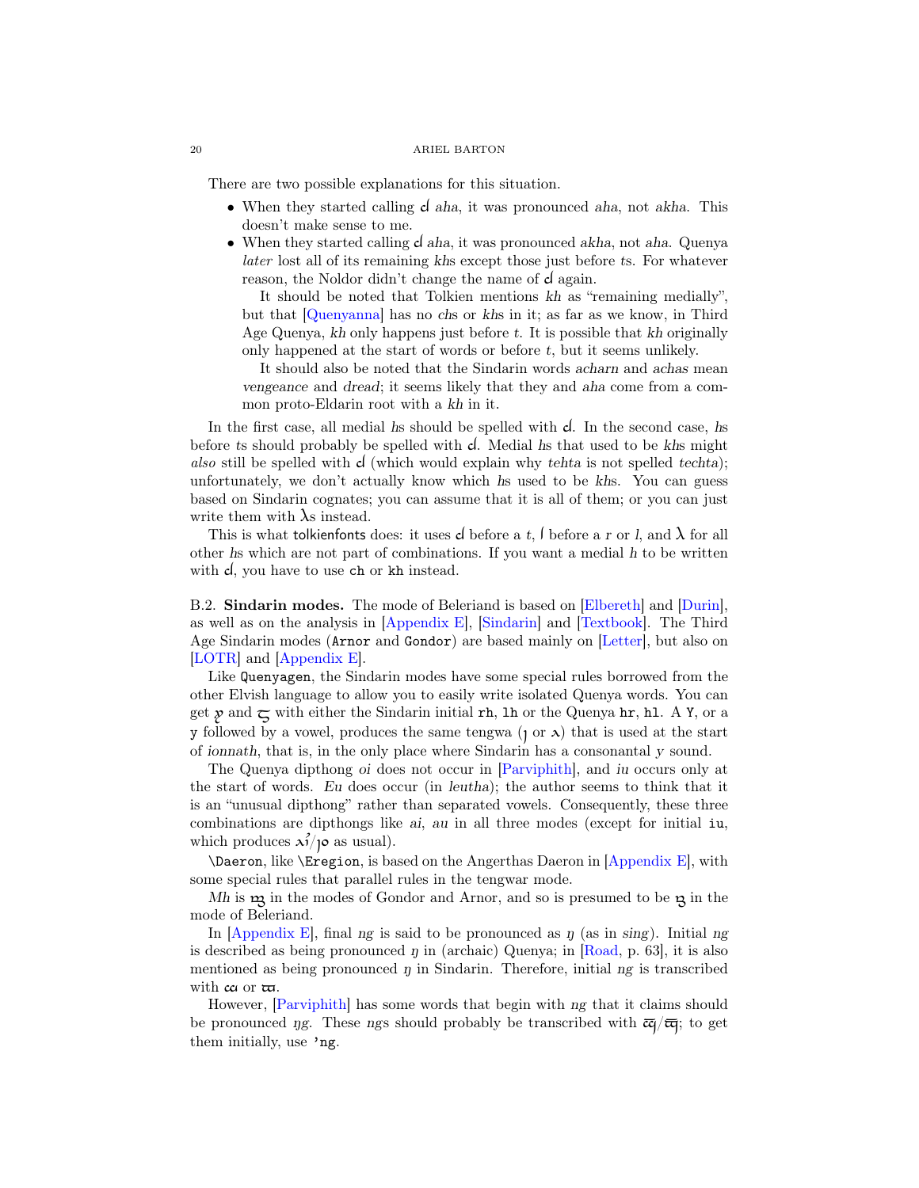There are two possible explanations for this situation.

- When they started calling ꟼ *aha*, it was pronounced *aha*, not *akha*. This doesn't make sense to me.
- When they started calling ꟼ *aha*, it was pronounced *akha*, not *aha*. Quenya *later* lost all of its remaining *kh*s except those just before *t*s. For whatever reason, the Noldor didn't change the name of ꟼ again.

  It should be noted that Tolkien mentions *kh* as "remaining medially", but that [Quenyanna] has no *ch*s or *kh*s in it; as far as we know, in Third Age Quenya, *kh* only happens just before *t*. It is possible that *kh* originally only happened at the start of words or before *t*, but it seems unlikely.

  It should also be noted that the Sindarin words *acharn* and *achas* mean *vengeance* and *dread*; it seems likely that they and *aha* come from a common proto-Eldarin root with a *kh* in it.

In the first case, all medial *h*s should be spelled with ꟼ. In the second case, *h*s before *t*s should probably be spelled with ꟼ. Medial *h*s that used to be *kh*s might *also* still be spelled with ꟼ (which would explain why *tehta* is not spelled *techta*); unfortunately, we don't actually know which *h*s used to be *kh*s. You can guess based on Sindarin cognates; you can assume that it is all of them; or you can just write them with λs instead.

This is what tolkienfonts does: it uses ꟼ before a *t*, ꞁ before a *r* or *l*, and λ for all other *h*s which are not part of combinations. If you want a medial *h* to be written with ꟼ, you have to use `ch` or `kh` instead.

**B.2. Sindarin modes.** The mode of Beleriand is based on [Elbereth] and [Durin], as well as on the analysis in [Appendix E], [Sindarin] and [Textbook]. The Third Age Sindarin modes (`Arnor` and `Gondor`) are based mainly on [Letter], but also on [LOTR] and [Appendix E].

Like `Quenyagen`, the Sindarin modes have some special rules borrowed from the other Elvish language to allow you to easily write isolated Quenya words. You can get ꝩ and ꞔ with either the Sindarin initial `rh`, `lh` or the Quenya `hr`, `hl`. A `Y`, or a `y` followed by a vowel, produces the same tengwa (ȷ or ⅄) that is used at the start of *ionnath*, that is, in the only place where Sindarin has a consonantal *y* sound.

The Quenya dipthong *oi* does not occur in [Parviphith], and *iu* occurs only at the start of words. *Eu* does occur (in *leutha*); the author seems to think that it is an "unusual dipthong" rather than separated vowels. Consequently, these three combinations are dipthongs like *ai*, *au* in all three modes (except for initial `iu`, which produces ⅄í/ȷo as usual).

`\Daeron`, like `\Eregion`, is based on the Angerthas Daeron in [Appendix E], with some special rules that parallel rules in the tengwar mode.

*Mh* is ꝫ in the modes of Gondor and Arnor, and so is presumed to be ꝫ in the mode of Beleriand.

In [Appendix E], final *ng* is said to be pronounced as ŋ (as in *sing*). Initial *ng* is described as being pronounced ŋ in (archaic) Quenya; in [Road, p. 63], it is also mentioned as being pronounced ŋ in Sindarin. Therefore, initial *ng* is transcribed with ꞇꞇ or ϖ.

However, [Parviphith] has some words that begin with *ng* that it claims should be pronounced ŋg. These *ng*s should probably be transcribed with ϖ̄/ϖ̄; to get them initially, use `'ng`.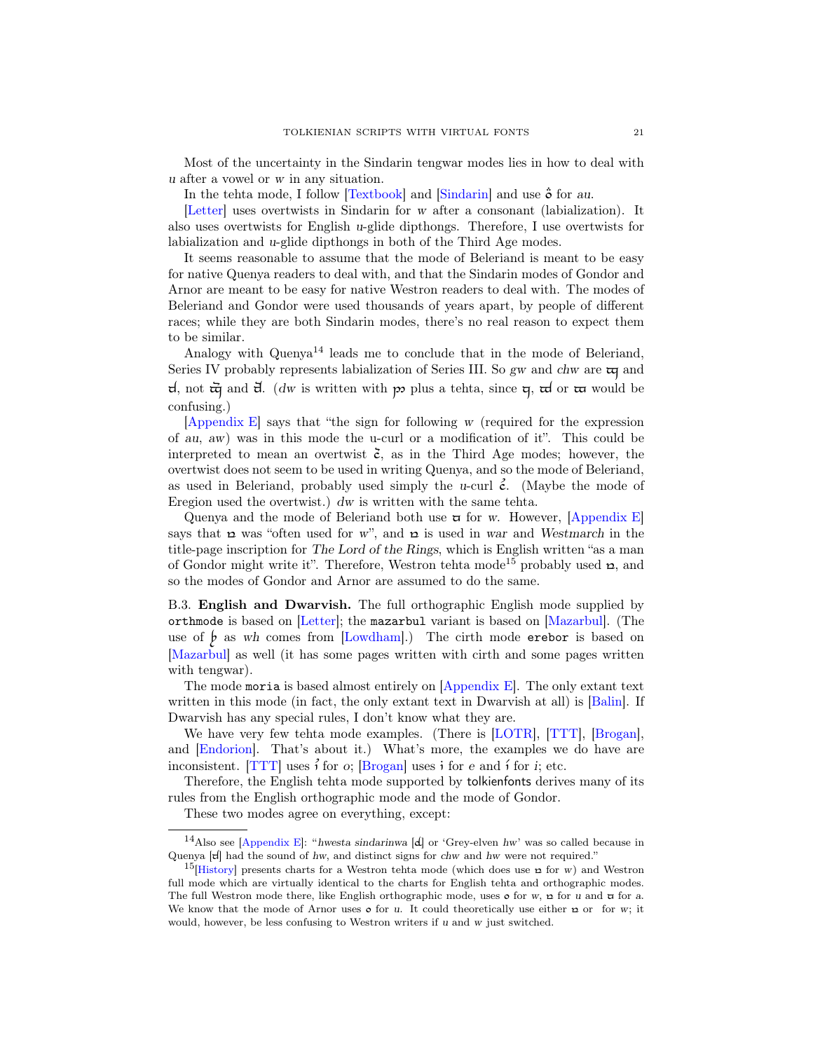Most of the uncertainty in the Sindarin tengwar modes lies in how to deal with *u* after a vowel or *w* in any situation.

In the tehta mode, I follow [Textbook] and [Sindarin] and use ȍ for *au*.

[Letter] uses overtwists in Sindarin for *w* after a consonant (labialization). It also uses overtwists for English *u*-glide dipthongs. Therefore, I use overtwists for labialization and *u*-glide dipthongs in both of the Third Age modes.

It seems reasonable to assume that the mode of Beleriand is meant to be easy for native Quenya readers to deal with, and that the Sindarin modes of Gondor and Arnor are meant to be easy for native Westron readers to deal with. The modes of Beleriand and Gondor were used thousands of years apart, by people of different races; while they are both Sindarin modes, there's no real reason to expect them to be similar.

Analogy with Quenya[14] leads me to conclude that in the mode of Beleriand, Series IV probably represents labialization of Series III. So *gw* and *chw* are ꝗ and ƌ, not ꝗ̃ and ƌ̃. (*dw* is written with ꝑ plus a tehta, since ꝗ, ƌ or ꝏ would be confusing.)

[Appendix E] says that "the sign for following *w* (required for the expression of *au*, *aw*) was in this mode the u-curl or a modification of it". This could be interpreted to mean an overtwist c̃, as in the Third Age modes; however, the overtwist does not seem to be used in writing Quenya, and so the mode of Beleriand, as used in Beleriand, probably used simply the *u*-curl ċ. (Maybe the mode of Eregion used the overtwist.) *dw* is written with the same tehta.

Quenya and the mode of Beleriand both use ꝏ for *w*. However, [Appendix E] says that ꝺ was "often used for *w*", and ꝺ is used in *war* and *Westmarch* in the title-page inscription for *The Lord of the Rings*, which is English written "as a man of Gondor might write it". Therefore, Westron tehta mode[15] probably used ꝺ, and so the modes of Gondor and Arnor are assumed to do the same.

B.3. **English and Dwarvish.** The full orthographic English mode supplied by `orthmode` is based on [Letter]; the `mazarbul` variant is based on [Mazarbul]. (The use of ꝥ as *wh* comes from [Lowdham].) The cirth mode `erebor` is based on [Mazarbul] as well (it has some pages written with cirth and some pages written with tengwar).

The mode `moria` is based almost entirely on [Appendix E]. The only extant text written in this mode (in fact, the only extant text in Dwarvish at all) is [Balin]. If Dwarvish has any special rules, I don't know what they are.

We have very few tehta mode examples. (There is [LOTR], [TTT], [Brogan], and [Endorion]. That's about it.) What's more, the examples we do have are inconsistent. [TTT] uses ỉ for *o*; [Brogan] uses ı for *e* and ı́ for *i*; etc.

Therefore, the English tehta mode supported by tolkienfonts derives many of its rules from the English orthographic mode and the mode of Gondor.

These two modes agree on everything, except:

---

[14] Also see [Appendix E]: "*hwesta sindarinwa* [ƌ] or 'Grey-elven *hw*' was so called because in Quenya [ƌ] had the sound of *hw*, and distinct signs for *chw* and *hw* were not required."

[15] [History] presents charts for a Westron tehta mode (which does use ꝺ for *w*) and Westron full mode which are virtually identical to the charts for English tehta and orthographic modes. The full Westron mode there, like English orthographic mode, uses ο for *w*, ꝺ for *u* and ꝏ for *a*. We know that the mode of Arnor uses ο for *u*. It could theoretically use either ꝺ or for *w*; it would, however, be less confusing to Westron writers if *u* and *w* just switched.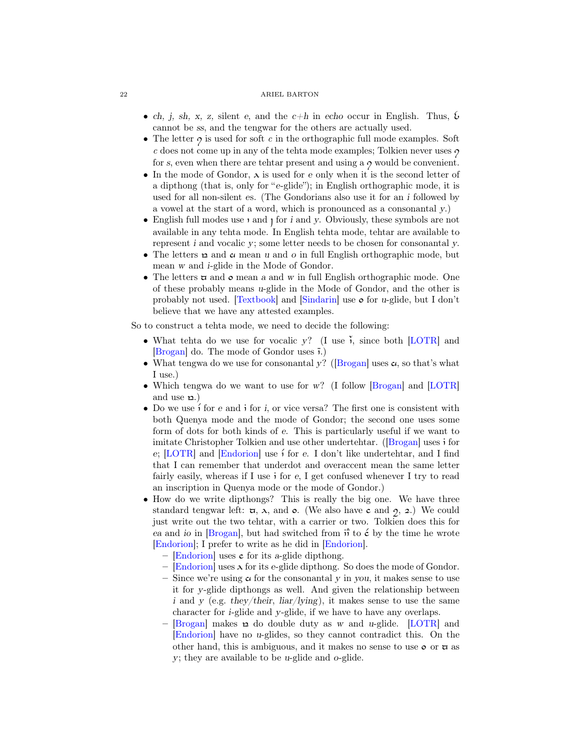- *ch, j, sh, x, z,* silent *e*, and the *c+h* in *echo* occur in English. Thus, ɕ cannot be *ss*, and the tengwar for the others are actually used.
- The letter ʔ is used for soft *c* in the orthographic full mode examples. Soft *c* does not come up in any of the tehta mode examples; Tolkien never uses ʔ for *s*, even when there are tehtar present and using a ʔ would be convenient.
- In the mode of Gondor, λ is used for *e* only when it is the second letter of a dipthong (that is, only for "*e*-glide"); in English orthographic mode, it is used for all non-silent *e*s. (The Gondorians also use it for an *i* followed by a vowel at the start of a word, which is pronounced as a consonantal *y*.)
- English full modes use ı and ȷ for *i* and *y*. Obviously, these symbols are not available in any tehta mode. In English tehta mode, tehtar are available to represent *i* and vocalic *y*; some letter needs to be chosen for consonantal *y*.
- The letters ɒ and ɑ mean *u* and *o* in full English orthographic mode, but mean *w* and *i*-glide in the Mode of Gondor.
- The letters ϖ and ơ mean *a* and *w* in full English orthographic mode. One of these probably means *u*-glide in the Mode of Gondor, and the other is probably not used. [Textbook] and [Sindarin] use ơ for *u*-glide, but I don't believe that we have any attested examples.

So to construct a tehta mode, we need to decide the following:

- What tehta do we use for vocalic *y*? (I use ı̆, since both [LOTR] and [Brogan] do. The mode of Gondor uses ı̈.)
- What tengwa do we use for consonantal *y*? ([Brogan] uses ɑ, so that's what I use.)
- Which tengwa do we want to use for *w*? (I follow [Brogan] and [LOTR] and use ɒ.)
- Do we use ı́ for *e* and ı̇ for *i*, or vice versa? The first one is consistent with both Quenya mode and the mode of Gondor; the second one uses some form of dots for both kinds of *e*. This is particularly useful if we want to imitate Christopher Tolkien and use other undertehtar. ([Brogan] uses ı̇ for *e*; [LOTR] and [Endorion] use ı́ for *e*. I don't like undertehtar, and I find that I can remember that underdot and overaccent mean the same letter fairly easily, whereas if I use ı̇ for *e*, I get confused whenever I try to read an inscription in Quenya mode or the mode of Gondor.)
- How do we write dipthongs? This is really the big one. We have three standard tengwar left: ϖ, λ, and ơ. (We also have c and ʔ, ƨ.) We could just write out the two tehtar, with a carrier or two. Tolkien does this for *ea* and *io* in [Brogan], but had switched from ı̈ı to ć by the time he wrote [Endorion]; I prefer to write as he did in [Endorion].
  - [Endorion] uses c for its *a*-glide dipthong.
  - [Endorion] uses λ for its *e*-glide dipthong. So does the mode of Gondor.
  - Since we're using ɑ for the consonantal *y* in *you*, it makes sense to use it for *y*-glide dipthongs as well. And given the relationship between *i* and *y* (e.g. *they*/*their*, *liar*/*lying*), it makes sense to use the same character for *i*-glide and *y*-glide, if we have to have any overlaps.
  - [Brogan] makes ɒ do double duty as *w* and *u*-glide. [LOTR] and [Endorion] have no *u*-glides, so they cannot contradict this. On the other hand, this is ambiguous, and it makes no sense to use ơ or ϖ as *y*; they are available to be *u*-glide and *o*-glide.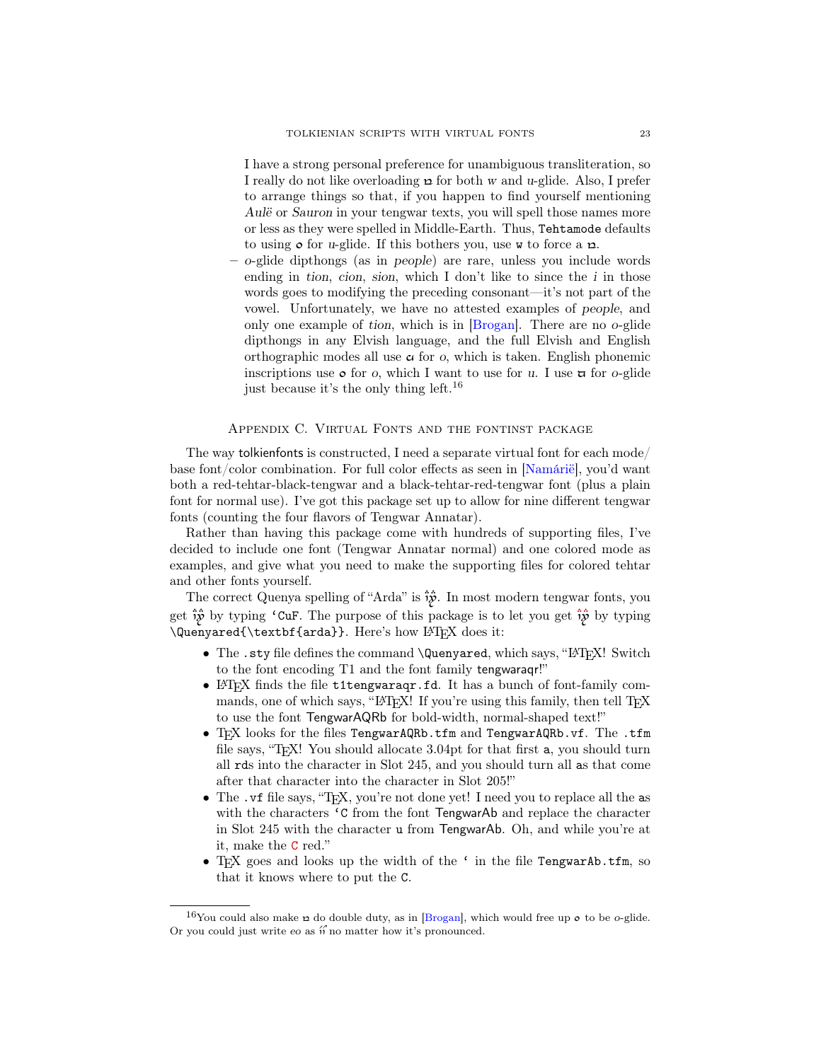I have a strong personal preference for unambiguous transliteration, so I really do not like overloading ꝺ for both *w* and *u*-glide. Also, I prefer to arrange things so that, if you happen to find yourself mentioning *Aulë* or *Sauron* in your tengwar texts, you will spell those names more or less as they were spelled in Middle-Earth. Thus, `Tehtamode` defaults to using ο for *u*-glide. If this bothers you, use `w` to force a ꝺ.

– *o*-glide dipthongs (as in *people*) are rare, unless you include words ending in *tion*, *cion*, *sion*, which I don't like to since the *i* in those words goes to modifying the preceding consonant—it's not part of the vowel. Unfortunately, we have no attested examples of *people*, and only one example of *tion*, which is in [Brogan]. There are no *o*-glide dipthongs in any Elvish language, and the full Elvish and English orthographic modes all use ɑ for *o*, which is taken. English phonemic inscriptions use ο for *o*, which I want to use for *u*. I use ϖ for *o*-glide just because it's the only thing left.[16]

## Appendix C. Virtual Fonts and the fontinst package

The way tolkienfonts is constructed, I need a separate virtual font for each mode/ base font/color combination. For full color effects as seen in [Namárië], you'd want both a red-tehtar-black-tengwar and a black-tehtar-red-tengwar font (plus a plain font for normal use). I've got this package set up to allow for nine different tengwar fonts (counting the four flavors of Tengwar Annatar).

Rather than having this package come with hundreds of supporting files, I've decided to include one font (Tengwar Annatar normal) and one colored mode as examples, and give what you need to make the supporting files for colored tehtar and other fonts yourself.

The correct Quenya spelling of "Arda" is [tengwar]. In most modern tengwar fonts, you get [tengwar] by typing `'CuF`. The purpose of this package is to let you get [tengwar] by typing `\Quenyared{\textbf{arda}}`. Here's how LaTeX does it:

- The `.sty` file defines the command `\Quenyared`, which says, "LaTeX! Switch to the font encoding T1 and the font family tengwaraqr!"
- LaTeX finds the file `t1tengwaraqr.fd`. It has a bunch of font-family commands, one of which says, "LaTeX! If you're using this family, then tell TeX to use the font TengwarAQRb for bold-width, normal-shaped text!"
- TeX looks for the files `TengwarAQRb.tfm` and `TengwarAQRb.vf`. The `.tfm` file says, "TeX! You should allocate 3.04pt for that first `a`, you should turn all `rd`s into the character in Slot 245, and you should turn all `a`s that come after that character into the character in Slot 205!"
- The `.vf` file says, "TeX, you're not done yet! I need you to replace all the `a`s with the characters `'C` from the font TengwarAb and replace the character in Slot 245 with the character `u` from TengwarAb. Oh, and while you're at it, make the `C` red."
- TeX goes and looks up the width of the `'` in the file `TengwarAb.tfm`, so that it knows where to put the `C`.

[16] You could also make ꝺ do double duty, as in [Brogan], which would free up ο to be *o*-glide. Or you could just write *eo* as [tengwar] no matter how it's pronounced.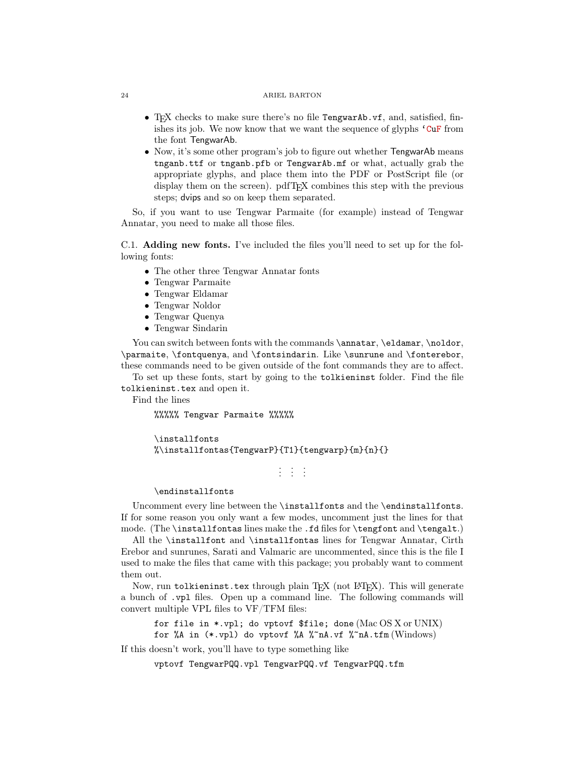- TeX checks to make sure there's no file `TengwarAb.vf`, and, satisfied, finishes its job. We now know that we want the sequence of glyphs `‘CuF` from the font TengwarAb.
- Now, it's some other program's job to figure out whether TengwarAb means `tnganb.ttf` or `tnganb.pfb` or `TengwarAb.mf` or what, actually grab the appropriate glyphs, and place them into the PDF or PostScript file (or display them on the screen). pdfTeX combines this step with the previous steps; dvips and so on keep them separated.

So, if you want to use Tengwar Parmaite (for example) instead of Tengwar Annatar, you need to make all those files.

C.1. **Adding new fonts.** I've included the files you'll need to set up for the following fonts:

- The other three Tengwar Annatar fonts
- Tengwar Parmaite
- Tengwar Eldamar
- Tengwar Noldor
- Tengwar Quenya
- Tengwar Sindarin

You can switch between fonts with the commands `\annatar`, `\eldamar`, `\noldor`, `\parmaite`, `\fontquenya`, and `\fontsindarin`. Like `\sunrune` and `\fonterebor`, these commands need to be given outside of the font commands they are to affect.

To set up these fonts, start by going to the `tolkieninst` folder. Find the file `tolkieninst.tex` and open it.

Find the lines

```
%%%%% Tengwar Parmaite %%%%%

\installfonts
%\installfontas{TengwarP}{T1}{tengwarp}{m}{n}{}

                    ⋮ ⋮ ⋮

\endinstallfonts
```

Uncomment every line between the `\installfonts` and the `\endinstallfonts`. If for some reason you only want a few modes, uncomment just the lines for that mode. (The `\installfontas` lines make the `.fd` files for `\tengfont` and `\tengalt`.)

All the `\installfont` and `\installfontas` lines for Tengwar Annatar, Cirth Erebor and sunrunes, Sarati and Valmaric are uncommented, since this is the file I used to make the files that came with this package; you probably want to comment them out.

Now, run `tolkieninst.tex` through plain TeX (not LaTeX). This will generate a bunch of `.vpl` files. Open up a command line. The following commands will convert multiple VPL files to VF/TFM files:

`for file in *.vpl; do vptovf $file; done` (Mac OS X or UNIX)
`for %A in (*.vpl) do vptovf %A %~nA.vf %~nA.tfm` (Windows)

If this doesn't work, you'll have to type something like

```
vptovf TengwarPQQ.vpl TengwarPQQ.vf TengwarPQQ.tfm
```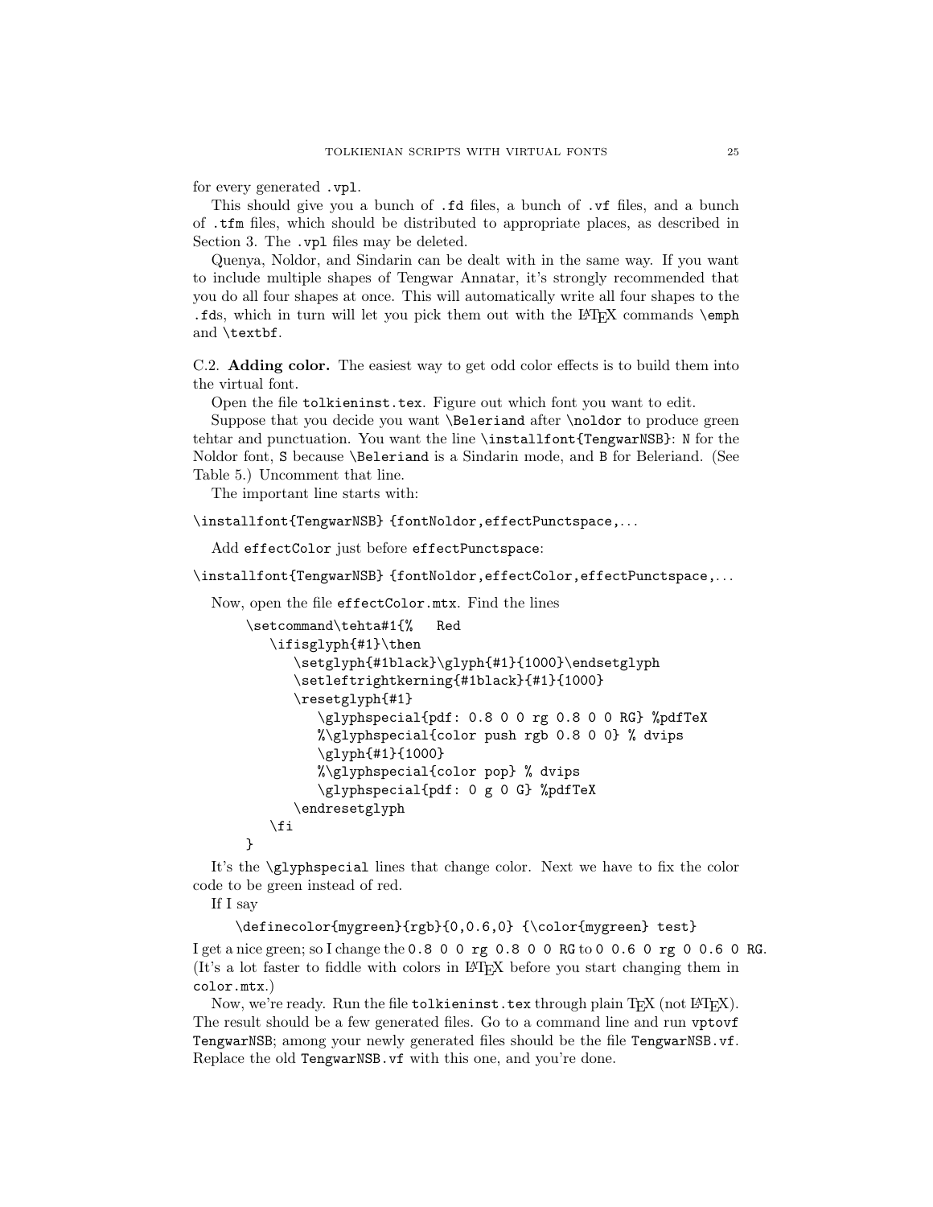for every generated `.vpl`.

This should give you a bunch of `.fd` files, a bunch of `.vf` files, and a bunch of `.tfm` files, which should be distributed to appropriate places, as described in Section 3. The `.vpl` files may be deleted.

Quenya, Noldor, and Sindarin can be dealt with in the same way. If you want to include multiple shapes of Tengwar Annatar, it's strongly recommended that you do all four shapes at once. This will automatically write all four shapes to the `.fd`s, which in turn will let you pick them out with the LaTeX commands `\emph` and `\textbf`.

C.2. **Adding color.** The easiest way to get odd color effects is to build them into the virtual font.

Open the file `tolkieninst.tex`. Figure out which font you want to edit.

Suppose that you decide you want `\Beleriand` after `\noldor` to produce green tehtar and punctuation. You want the line `\installfont{TengwarNSB}`: `N` for the Noldor font, `S` because `\Beleriand` is a Sindarin mode, and `B` for Beleriand. (See Table 5.) Uncomment that line.

The important line starts with:

```
\installfont{TengwarNSB} {fontNoldor,effectPunctspace,...
```

Add `effectColor` just before `effectPunctspace`:

```
\installfont{TengwarNSB} {fontNoldor,effectColor,effectPunctspace,...
```

Now, open the file `effectColor.mtx`. Find the lines

```
\setcommand\tehta#1{%   Red
   \ifisglyph{#1}\then
      \setglyph{#1black}\glyph{#1}{1000}\endsetglyph
      \setleftrightkerning{#1black}{#1}{1000}
      \resetglyph{#1}
         \glyphspecial{pdf: 0.8 0 0 rg 0.8 0 0 RG} %pdfTeX
         %\glyphspecial{color push rgb 0.8 0 0} % dvips
         \glyph{#1}{1000}
         %\glyphspecial{color pop} % dvips
         \glyphspecial{pdf: 0 g 0 G} %pdfTeX
      \endresetglyph
   \fi
}
```

It's the `\glyphspecial` lines that change color. Next we have to fix the color code to be green instead of red.

If I say

```
\definecolor{mygreen}{rgb}{0,0.6,0} {\color{mygreen} test}
```

I get a nice green; so I change the `0.8 0 0 rg 0.8 0 0 RG` to `0 0.6 0 rg 0 0.6 0 RG`. (It's a lot faster to fiddle with colors in LaTeX before you start changing them in `color.mtx`.)

Now, we're ready. Run the file `tolkieninst.tex` through plain TeX (not LaTeX). The result should be a few generated files. Go to a command line and run `vptovf TengwarNSB`; among your newly generated files should be the file `TengwarNSB.vf`. Replace the old `TengwarNSB.vf` with this one, and you're done.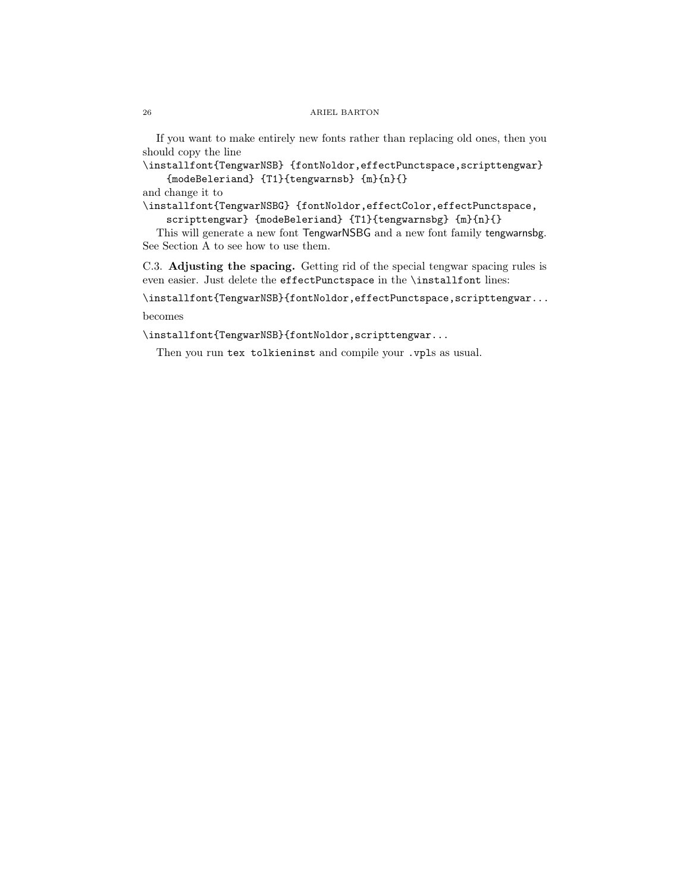If you want to make entirely new fonts rather than replacing old ones, then you should copy the line

```
\installfont{TengwarNSB} {fontNoldor,effectPunctspace,scripttengwar}
    {modeBeleriand} {T1}{tengwarnsb} {m}{n}{}
```

and change it to

```
\installfont{TengwarNSBG} {fontNoldor,effectColor,effectPunctspace,
    scripttengwar} {modeBeleriand} {T1}{tengwarnsbg} {m}{n}{}
```

This will generate a new font TengwarNSBG and a new font family tengwarnsbg. See Section A to see how to use them.

C.3. **Adjusting the spacing.** Getting rid of the special tengwar spacing rules is even easier. Just delete the `effectPunctspace` in the `\installfont` lines:

```
\installfont{TengwarNSB}{fontNoldor,effectPunctspace,scripttengwar...
```

becomes

```
\installfont{TengwarNSB}{fontNoldor,scripttengwar...
```

Then you run `tex tolkieninst` and compile your `.vpl`s as usual.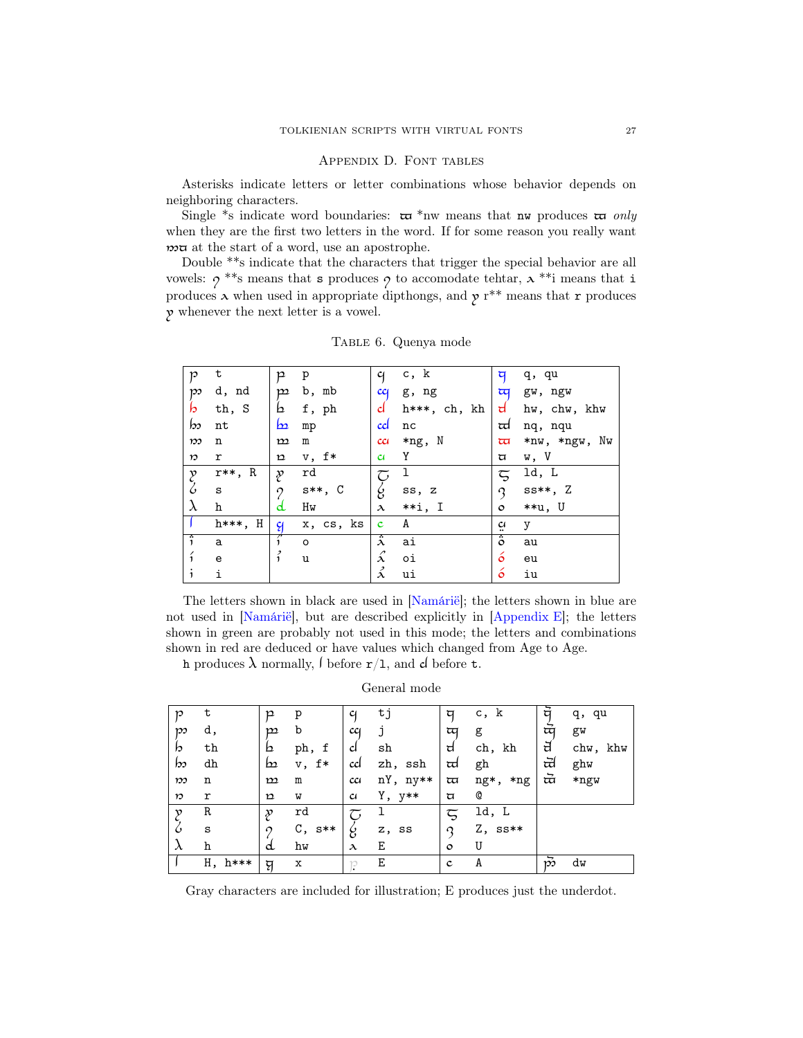## Appendix D. Font tables

Asterisks indicate letters or letter combinations whose behavior depends on neighboring characters.

Single *s indicate word boundaries: ⟨nw⟩ *nw means that nw produces ⟨nw⟩ *only* when they are the first two letters in the word. If for some reason you really want ⟨n⟩⟨w⟩ at the start of a word, use an apostrophe.

Double **s indicate that the characters that trigger the special behavior are all vowels: ⟨s⟩ **s means that s produces ⟨s⟩ to accomodate tehtar, ⟨i⟩ **i means that i produces ⟨i⟩ when used in appropriate dipthongs, and ⟨r⟩ r** means that r produces ⟨r⟩ whenever the next letter is a vowel.

Table 6. Quenya mode

| | | | | | | | |
|---|---|---|---|---|---|---|---|
| ⟨tinco⟩ | t | ⟨parma⟩ | p | ⟨calma⟩ | c, k | ⟨quesse⟩ | q, qu |
| ⟨ando⟩ | d, nd | ⟨umbar⟩ | b, mb | ⟨anga⟩ | g, ng | ⟨ungwe⟩ | gw, ngw |
| ⟨thule⟩ | th, S | ⟨formen⟩ | f, ph | ⟨harma⟩ | h***, ch, kh | ⟨hwesta⟩ | hw, chw, khw |
| ⟨anto⟩ | nt | ⟨ampa⟩ | mp | ⟨anca⟩ | nc | ⟨unque⟩ | nq, nqu |
| ⟨numen⟩ | n | ⟨malta⟩ | m | ⟨noldo⟩ | *ng, N | ⟨nwalme⟩ | *nw, *ngw, Nw |
| ⟨ore⟩ | r | ⟨vala⟩ | v, f* | ⟨anna⟩ | Y | ⟨vilya⟩ | w, V |
| ⟨romen⟩ | r**, R | ⟨arda⟩ | rd | ⟨lambe⟩ | l | ⟨alda⟩ | ld, L |
| ⟨silme⟩ | s | ⟨silme nuquerna⟩ | s**, C | ⟨esse⟩ | ss, z | ⟨esse nuquerna⟩ | ss**, Z |
| ⟨hyarmen⟩ | h | ⟨hwesta sindarinwa⟩ | Hw | ⟨yanta⟩ | **i, I | ⟨ure⟩ | **u, U |
| ⟨halla⟩ | h***, H | ⟨calma+s⟩ | x, cs, ks | ⟨short carrier⟩ | A | ⟨anna+dots⟩ | y |
| ⟨a⟩ | a | ⟨o⟩ | o | ⟨ai⟩ | ai | ⟨au⟩ | au |
| ⟨e⟩ | e | ⟨u⟩ | u | ⟨oi⟩ | oi | ⟨eu⟩ | eu |
| ⟨i⟩ | i | | | ⟨ui⟩ | ui | ⟨iu⟩ | iu |

The letters shown in black are used in [Namárië]; the letters shown in blue are not used in [Namárië], but are described explicitly in [Appendix E]; the letters shown in green are probably not used in this mode; the letters and combinations shown in red are deduced or have values which changed from Age to Age.

h produces ⟨hyarmen⟩ normally, ⟨halla⟩ before r/l, and ⟨harma⟩ before t.

General mode

| | | | | | | | | | |
|---|---|---|---|---|---|---|---|---|---|
| ⟨tinco⟩ | t | ⟨parma⟩ | p | ⟨calma⟩ | tj | ⟨quesse⟩ | c, k | ⟨quesse+⟩ | q, qu |
| ⟨ando⟩ | d, | ⟨umbar⟩ | b | ⟨anga⟩ | j | ⟨ungwe⟩ | g | ⟨ungwe+⟩ | gw |
| ⟨thule⟩ | th | ⟨formen⟩ | ph, f | ⟨harma⟩ | sh | ⟨hwesta⟩ | ch, kh | ⟨hwesta+⟩ | chw, khw |
| ⟨anto⟩ | dh | ⟨ampa⟩ | v, f* | ⟨anca⟩ | zh, ssh | ⟨unque⟩ | gh | ⟨unque+⟩ | ghw |
| ⟨numen⟩ | n | ⟨malta⟩ | m | ⟨noldo⟩ | nY, ny** | ⟨nwalme⟩ | ng*, *ng | ⟨nwalme+⟩ | *ngw |
| ⟨ore⟩ | r | ⟨vala⟩ | w | ⟨anna⟩ | Y, y** | ⟨vilya⟩ | @ | | |
| ⟨romen⟩ | R | ⟨arda⟩ | rd | ⟨lambe⟩ | l | ⟨alda⟩ | ld, L | | |
| ⟨silme⟩ | s | ⟨silme nuquerna⟩ | C, s** | ⟨esse⟩ | z, ss | ⟨esse nuquerna⟩ | Z, ss** | | |
| ⟨hyarmen⟩ | h | ⟨hwesta sindarinwa⟩ | hw | ⟨yanta⟩ | E | ⟨ure⟩ | U | | |
| ⟨halla⟩ | H, h*** | ⟨quesse+s⟩ | x | ⟨underdot⟩ | E | ⟨short carrier⟩ | A | ⟨ando+⟩ | dw |

Gray characters are included for illustration; E produces just the underdot.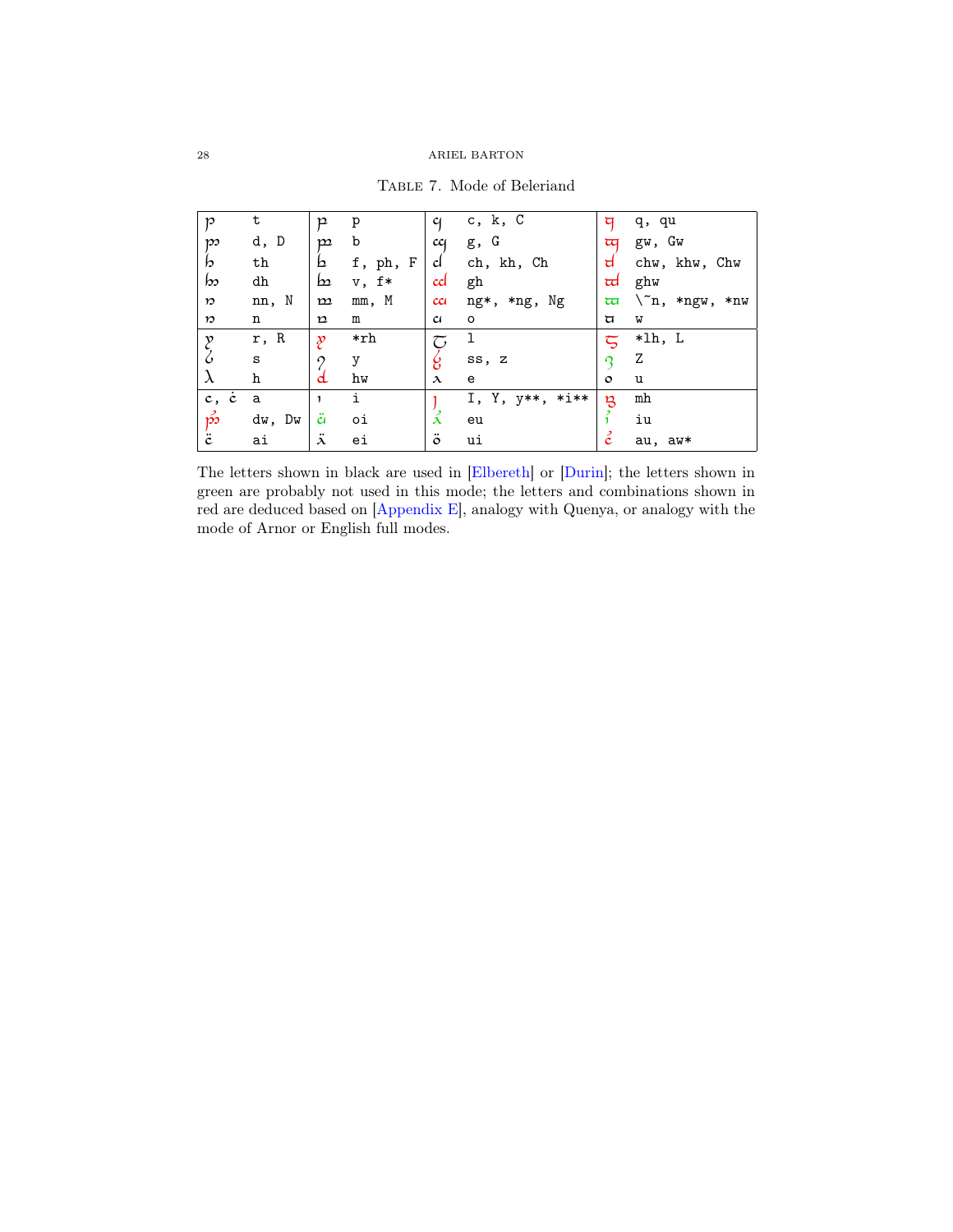Table 7. Mode of Beleriand

| | | | | | | | |
|---|---|---|---|---|---|---|---|
| p | t | p | p | q | c, k, C | q | q, qu |
| p | d, D | p | b | q | g, G | q | gw, Gw |
| b | th | b | f, ph, F | d | ch, kh, Ch | d | chw, khw, Chw |
| b | dh | b | v, f* | d | gh | d | ghw |
| n | nn, N | m | mm, M | a | ng*, *ng, Ng | a | \~n, *ngw, *nw |
| n | n | m | m | a | o | a | w |
| y | r, R | y | *rh | T | l | S | *lh, L |
| 6 | s | 9 | y | 8 | ss, z | 3 | Z |
| λ | h | d | hw | λ | e | o | u |
| c, ċ | a | ı | i | j | I, Y, y**, *i** | B | mh |
| p | dw, Dw | ä | oi | λ | eu | í | iu |
| c̈ | ai | λ̈ | ei | ö | ui | ċ | au, aw* |

The letters shown in black are used in [Elbereth] or [Durin]; the letters shown in green are probably not used in this mode; the letters and combinations shown in red are deduced based on [Appendix E], analogy with Quenya, or analogy with the mode of Arnor or English full modes.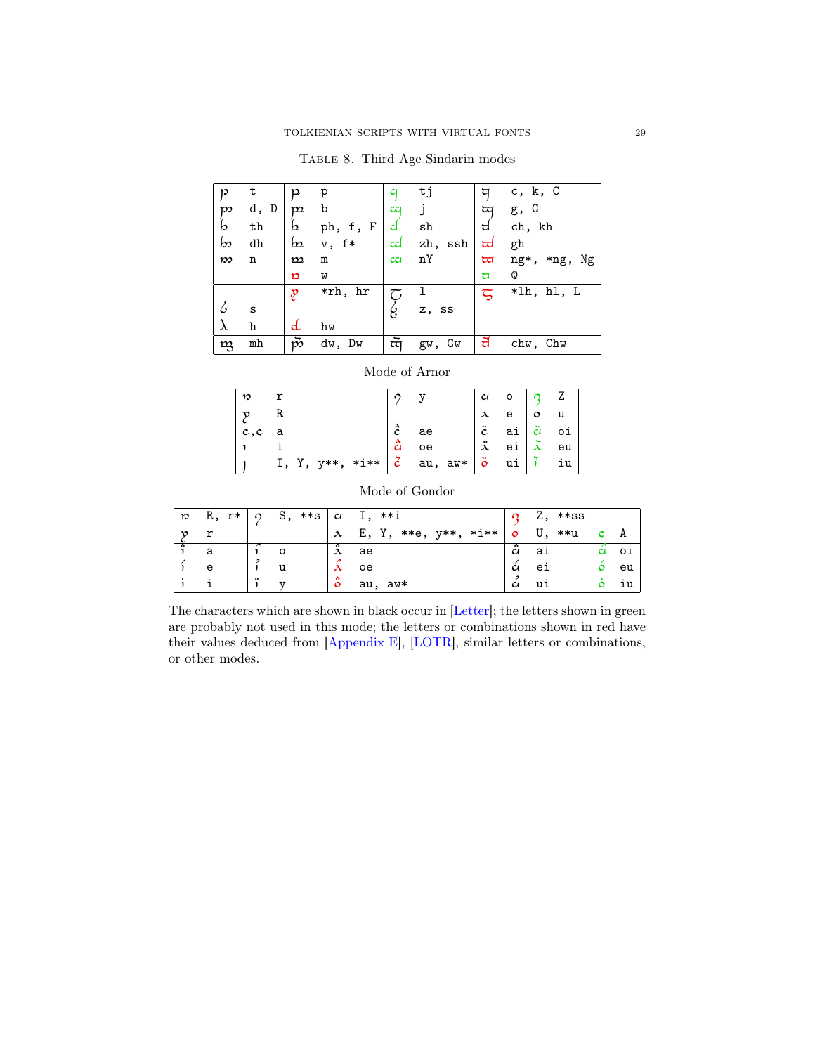Table 8. Third Age Sindarin modes

| | | | | | | | |
|---|---|---|---|---|---|---|---|
| | t | | p | | tj | | c, k, C |
| | d, D | | b | | j | | g, G |
| | th | | ph, f, F | | sh | | ch, kh |
| | dh | | v, f* | | zh, ssh | | gh |
| | n | | m | | nY | | ng*, *ng, Ng |
| | | | w | | | | @ |
| | | | *rh, hr | | l | | *lh, hl, L |
| | s | | | | z, ss | | |
| | h | | hw | | | | |
| | mh | | dw, Dw | | gw, Gw | | chw, Chw |

Mode of Arnor

| | | | | | | | |
|---|---|---|---|---|---|---|---|
| | r | | y | | o | | Z |
| | R | | | | e | | u |
| | a | | ae | | ai | | oi |
| | i | | oe | | ei | | eu |
| | I, Y, y**, *i** | | au, aw* | | ui | | iu |

Mode of Gondor

| | | | | | | | | | |
|---|---|---|---|---|---|---|---|---|---|
| | R, r* | | S, **s | | I, **i | | Z, **ss | | |
| | r | | | | E, Y, **e, y**, *i** | | U, **u | | A |
| | a | | o | | ae | | ai | | oi |
| | e | | u | | oe | | ei | | eu |
| | i | | y | | au, aw* | | ui | | iu |

The characters which are shown in black occur in [Letter]; the letters shown in green are probably not used in this mode; the letters or combinations shown in red have their values deduced from [Appendix E], [LOTR], similar letters or combinations, or other modes.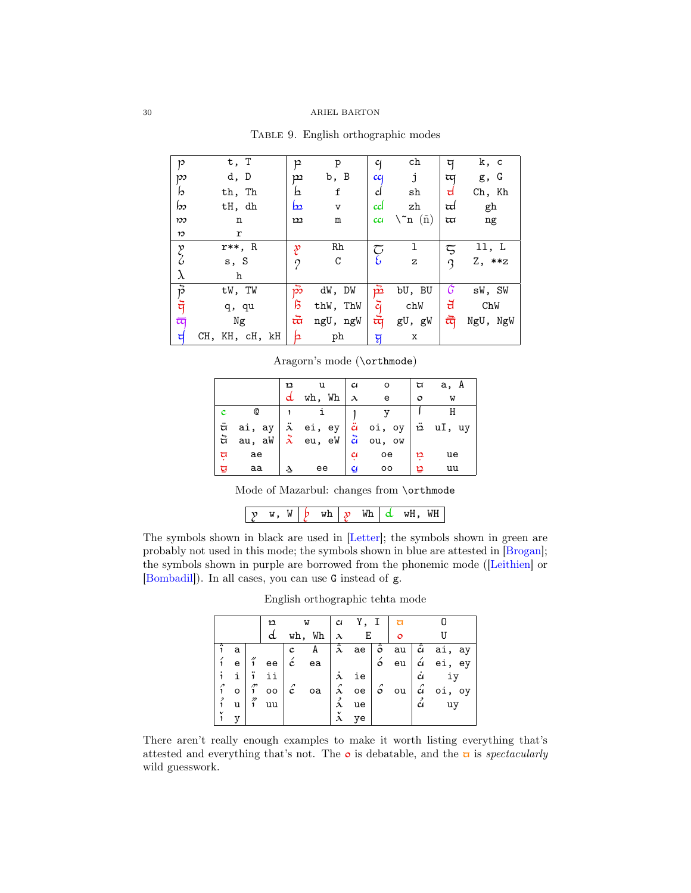TABLE 9. English orthographic modes

| | | | | | | | |
|---|---|---|---|---|---|---|---|
| ᵽ | t, T | ꝑ | p | | ch | | k, c |
| | d, D | | b, B | | j | | g, G |
| | th, Th | | f | | sh | | Ch, Kh |
| | tH, dh | | v | | zh | | gh |
| | n | | m | | \~n (ñ) | | ng |
| | r | | | | | | |
| | r**, R | | Rh | | l | | ll, L |
| | s, S | | C | | z | | Z, **z |
| | h | | | | | | |
| | tW, TW | | dW, DW | | bU, BU | | sW, SW |
| | q, qu | | thW, ThW | | chW | | ChW |
| | Ng | | ngU, ngW | | gU, gW | | NgU, NgW |
| | CH, KH, cH, kH | | ph | | x | | |

Aragorn's mode (`\orthmode`)

| | | | | | | | |
|---|---|---|---|---|---|---|---|
| | | | u | | o | | a, A |
| | | | wh, Wh | | e | | w |
| | @ | | i | | y | | H |
| | ai, ay | | ei, ey | | oi, oy | | uI, uy |
| | au, aW | | eu, eW | | ou, ow | | |
| | ae | | | | oe | | ue |
| | aa | | ee | | oo | | uu |

Mode of Mazarbul: changes from `\orthmode`

| | | | | | | | |
|---|---|---|---|---|---|---|---|
| | w, W | | wh | | Wh | | wH, WH |

The symbols shown in black are used in [Letter]; the symbols shown in green are probably not used in this mode; the symbols shown in blue are attested in [Brogan]; the symbols shown in purple are borrowed from the phonemic mode ([Leithien] or [Bombadil]). In all cases, you can use G instead of g.

English orthographic tehta mode

| | | | | | | | | | | | |
|---|---|---|---|---|---|---|---|---|---|---|---|
| | | | | | w | | Y, I | | | | O |
| | | | | | wh, Wh | | E | | | | U |
| | a | | | | A | | ae | | au | | ai, ay |
| | e | | ee | | ea | | | | eu | | ei, ey |
| | i | | ii | | | | ie | | | | iy |
| | o | | oo | | oa | | oe | | ou | | oi, oy |
| | u | | uu | | | | ue | | | | uy |
| | y | | | | | | ye | | | | |

There aren't really enough examples to make it worth listing everything that's attested and everything that's not. The o is debatable, and the ᵾ is *spectacularly* wild guesswork.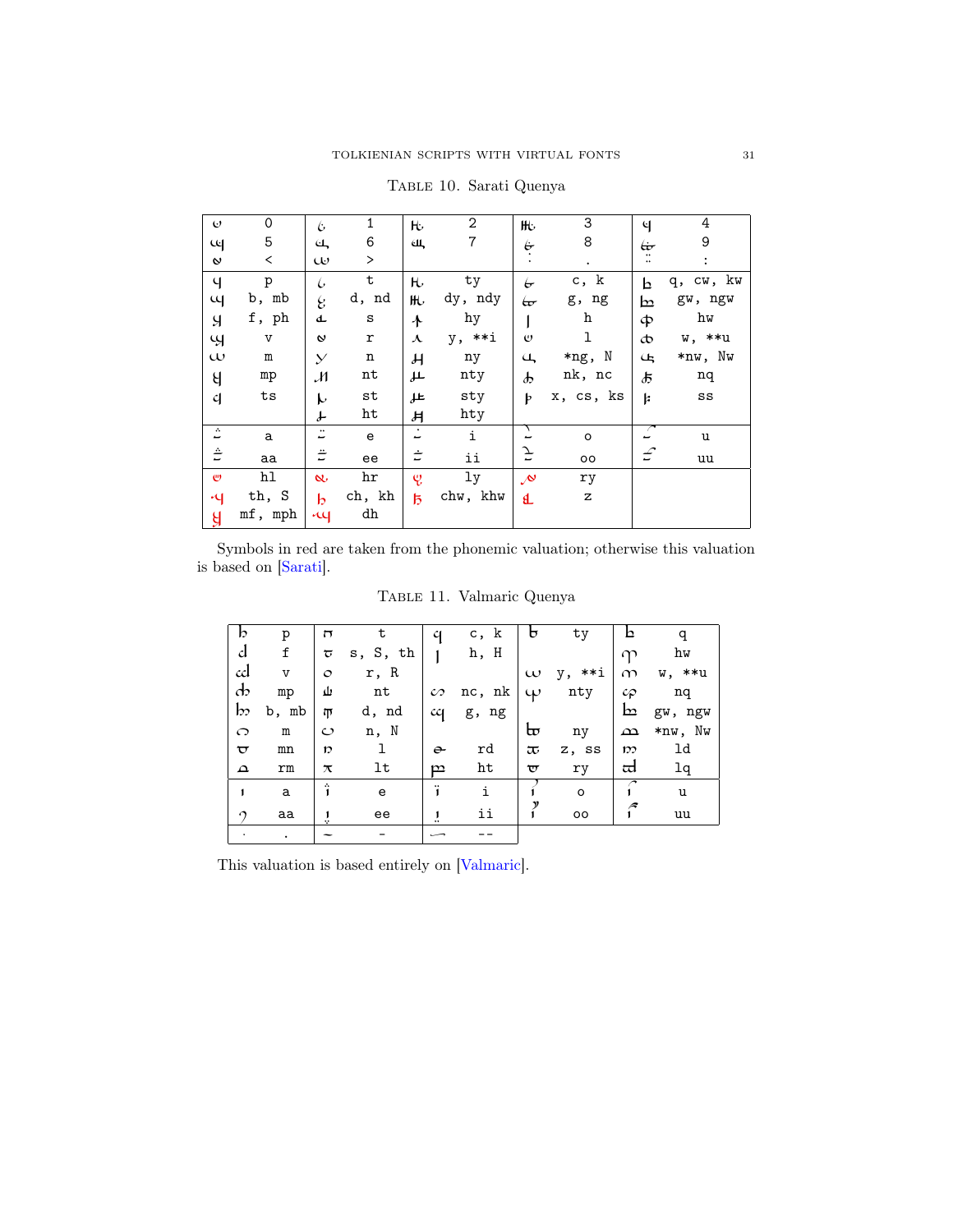Table 10. Sarati Quenya

| | | | | | | | | | |
|---|---|---|---|---|---|---|---|---|---|
| ɤ | 0 | ɕ | 1 | ꞩ | 2 | ꞩ | 3 | ʮ | 4 |
| ɰ | 5 | ɥ | 6 | ɯ | 7 | ɤ | 8 | ɤ | 9 |
| ɤ | < | ɯ | > | | | ⁝ | . | ⁞ | : |
| ʮ | p | ɕ | t | ꞩ | ty | ɤ | c, k | ƅ | q, cw, kw |
| ɰ | b, mb | ɛ | d, nd | ꞩ | dy, ndy | ɤ | g, ng | ƅ | gw, ngw |
| ɥ | f, ph | ɖ | s | ʎ | hy | ǀ | h | ɸ | hw |
| ɰ | v | ɤ | r | ʎ | y, **i | ɤ | l | ɸ | w, **u |
| ɯ | m | ɣ | n | ɦ | ny | ɥ | *ng, N | ɸ | *nw, Nw |
| ɥ | mp | ɱ | nt | ɥ | nty | ɸ | nk, nc | ɸ | nq |
| ɥ | ts | ɭ | st | ɥ | sty | ƥ | x, cs, ks | ⱡ | ss |
| | | ɭ | ht | ɦ | hty | | | | |
| ◌ | a | ◌ | e | ◌ | i | ◌ | o | ◌ | u |
| ◌ | aa | ◌ | ee | ◌ | ii | ◌ | oo | ◌ | uu |
| ɤ | hl | ɤ | hr | ɥ | ly | ɤ | ry | | |
| ɥ | th, S | ƅ | ch, kh | ƅ | chw, khw | ɖ | z | | |
| ɥ | mf, mph | ɰ | dh | | | | | | |

Symbols in red are taken from the phonemic valuation; otherwise this valuation is based on [Sarati].

Table 11. Valmaric Quenya

| | | | | | | | | | |
|---|---|---|---|---|---|---|---|---|---|
| ƅ | p | ɒ | t | ɥ | c, k | ƅ | ty | ƅ | q |
| ɗ | f | ɒ | s, S, th | ǀ | h, H | | | ɱ | hw |
| ɗ | v | ɔ | r, R | | | ɯ | y, **i | ɱ | w, **u |
| ɗ | mp | ɯ | nt | ɔ | nc, nk | ɥ | nty | ɔ | nq |
| ƅ | b, mb | ɒ | d, nd | ɥ | g, ng | | | ƅ | gw, ngw |
| ɔ | m | ɔ | n, N | | | ƅ | ny | ɒ | *nw, Nw |
| ɒ | mn | ɒ | l | ɵ | rd | ɒ | z, ss | ɱ | ld |
| ɒ | rm | ɒ | lt | ɒ | ht | ɒ | ry | ɗ | lq |
| ı | a | ı | e | ı | i | ı | o | ı | u |
| ɿ | aa | ı | ee | ı | ii | ı | oo | ı | uu |
| · | . | ~ | - | ⌒ | -- | | | | |

This valuation is based entirely on [Valmaric].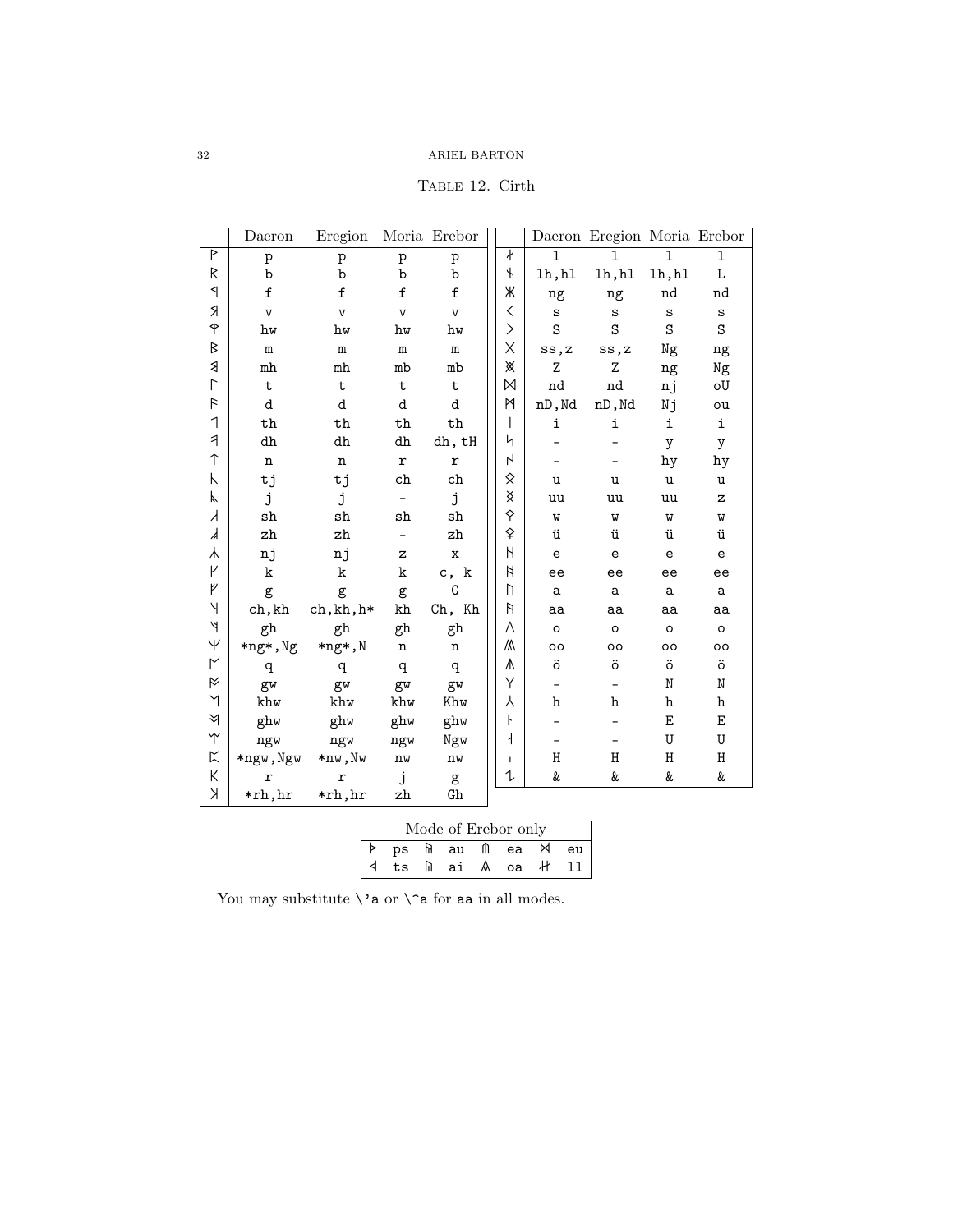Table 12. Cirth

| | Daeron | Eregion | Moria | Erebor | | Daeron | Eregion | Moria | Erebor |
|---|---|---|---|---|---|---|---|---|---|
| ᚹ | p | p | p | p | | l | l | l | l |
| ᚱ | b | b | b | b | | lh,hl | lh,hl | lh,hl | L |
| | f | f | f | f | | ng | ng | nd | nd |
| | v | v | v | v | < | s | s | s | s |
| | hw | hw | hw | hw | > | S | S | S | S |
| | m | m | m | m | X | ss,z | ss,z | Ng | ng |
| | mh | mh | mb | mb | | Z | Z | ng | Ng |
| | t | t | t | t | ⋈ | nd | nd | nj | oU |
| | d | d | d | d | | nD,Nd | nD,Nd | Nj | ou |
| | th | th | th | th | \| | i | i | i | i |
| | dh | dh | dh | dh, tH | | – | – | y | y |
| ↑ | n | n | r | r | | – | – | hy | hy |
| | tj | tj | ch | ch | | u | u | u | u |
| | j | j | – | j | | uu | uu | uu | z |
| | sh | sh | sh | sh | | w | w | w | w |
| | zh | zh | – | zh | | ü | ü | ü | ü |
| | nj | nj | z | x | | e | e | e | e |
| | k | k | k | c, k | | ee | ee | ee | ee |
| | g | g | g | G | | a | a | a | a |
| | ch,kh | ch,kh,h* | kh | Ch, Kh | | aa | aa | aa | aa |
| | gh | gh | gh | gh | ∧ | o | o | o | o |
| Ψ | *ng*,Ng | *ng*,N | n | n | | oo | oo | oo | oo |
| | q | q | q | q | | ö | ö | ö | ö |
| | gw | gw | gw | gw | Y | – | – | N | N |
| | khw | khw | khw | Khw | ⅄ | h | h | h | h |
| | ghw | ghw | ghw | ghw | | – | – | E | E |
| | ngw | ngw | ngw | Ngw | | – | – | U | U |
| | *ngw,Ngw | *nw,Nw | nw | nw | ı | H | H | H | H |
| K | r | r | j | g | | & | & | & | & |
| | *rh,hr | *rh,hr | zh | Gh | | | | | |

| Mode of Erebor only | | | | | | | |
|---|---|---|---|---|---|---|---|
| | ps | | au | | ea | ⋈ | eu |
| | ts | | ai | | oa | | ll |

You may substitute `\'a` or `\^a` for `aa` in all modes.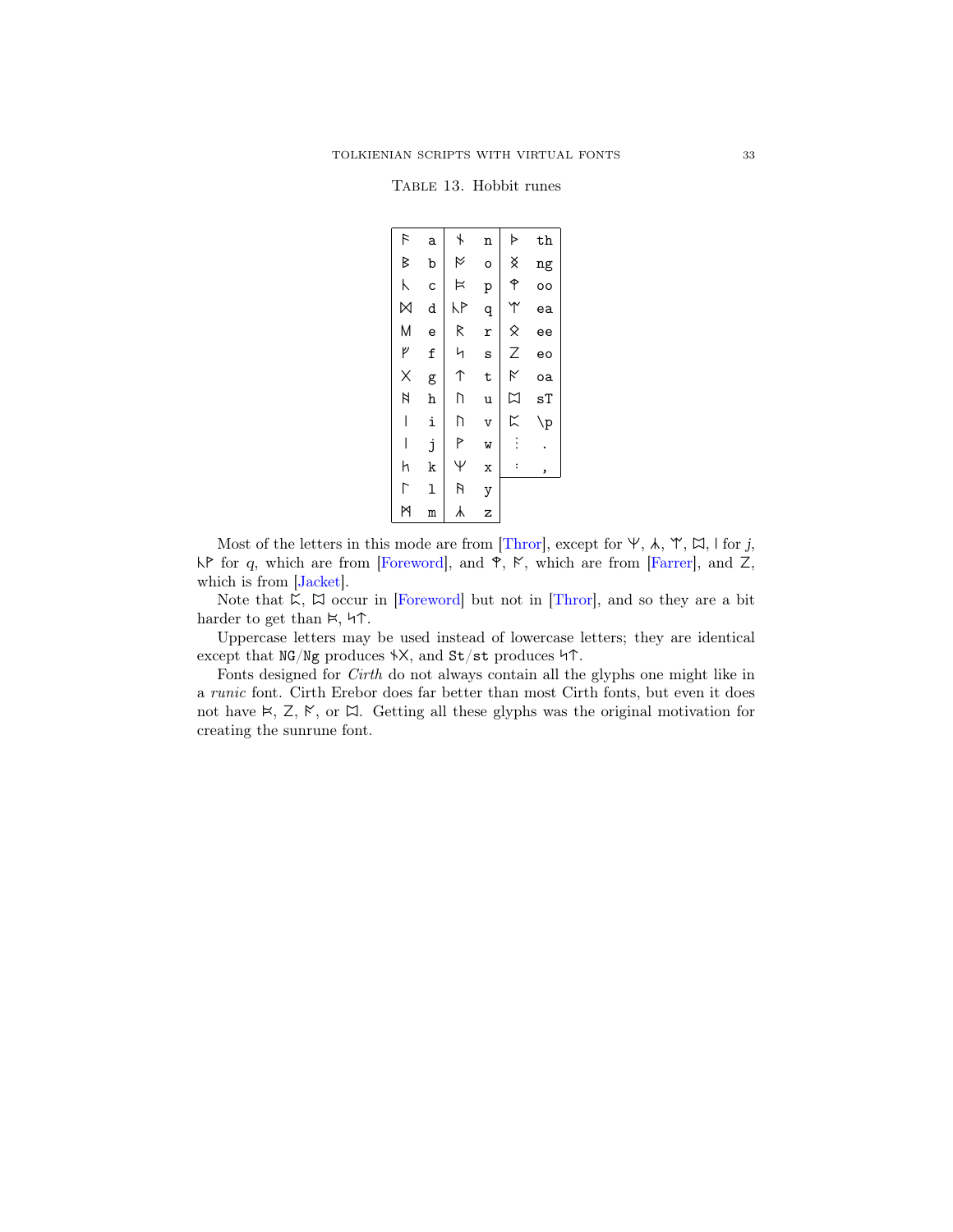Table 13. Hobbit runes

| | | | | | |
|---|---|---|---|---|---|
| ᚨ | a | ᚾ | n | ᚦ | th |
| ᛒ | b | ᛟ | o | ᛝ | ng |
| ᚳ | c | ᛈ | p | ᛘ | oo |
| ᛞ | d | ᚳᚹ | q | ᛉ | ea |
| ᛖ | e | ᚱ | r | ᛟ | ee |
| ᚠ | f | ᛋ | s | Z | eo |
| X | g | ᛏ | t | ᚩ | oa |
| ᚺ | h | ᚢ | u | ᛞ | sT |
| ᛁ | i | ᚢ | v | ᛈ | \p |
| ᛁ | j | ᚹ | w | ⋮ | . |
| ᚻ | k | ᛘ | x | : | , |
| ᛚ | l | ᚤ | y | | |
| ᛗ | m | ᛣ | z | | |

Most of the letters in this mode are from [Thror], except for ᛘ, ᛣ, ᛉ, ᛞ, ᛁ for *j*, ᚳᚹ for *q*, which are from [Foreword], and ᛘ, ᚩ, which are from [Farrer], and Z, which is from [Jacket].

Note that ᛈ, ᛞ occur in [Foreword] but not in [Thror], and so they are a bit harder to get than ᛈ, ᛋᛏ.

Uppercase letters may be used instead of lowercase letters; they are identical except that `NG`/`Ng` produces ᚾX, and `St`/`st` produces ᛋᛏ.

Fonts designed for *Cirth* do not always contain all the glyphs one might like in a *runic* font. Cirth Erebor does far better than most Cirth fonts, but even it does not have ᛈ, Z, ᚩ, or ᛞ. Getting all these glyphs was the original motivation for creating the sunrune font.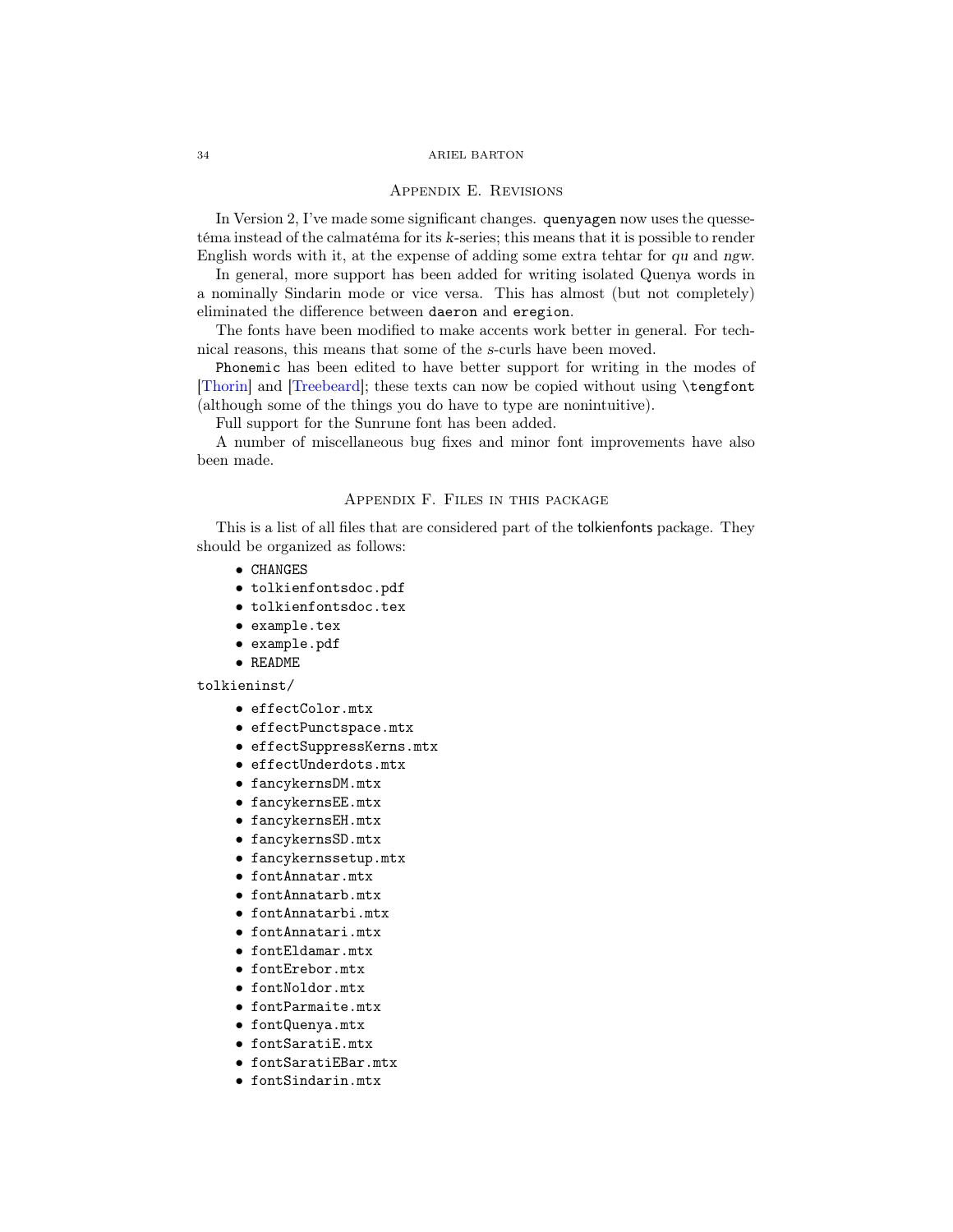## Appendix E. Revisions

In Version 2, I've made some significant changes. `quenyagen` now uses the quessetéma instead of the calmatéma for its *k*-series; this means that it is possible to render English words with it, at the expense of adding some extra tehtar for *qu* and *ngw*.

In general, more support has been added for writing isolated Quenya words in a nominally Sindarin mode or vice versa. This has almost (but not completely) eliminated the difference between `daeron` and `eregion`.

The fonts have been modified to make accents work better in general. For technical reasons, this means that some of the *s*-curls have been moved.

`Phonemic` has been edited to have better support for writing in the modes of [Thorin] and [Treebeard]; these texts can now be copied without using `\tengfont` (although some of the things you do have to type are nonintuitive).

Full support for the Sunrune font has been added.

A number of miscellaneous bug fixes and minor font improvements have also been made.

## Appendix F. Files in this package

This is a list of all files that are considered part of the tolkienfonts package. They should be organized as follows:

- `CHANGES`
- `tolkienfontsdoc.pdf`
- `tolkienfontsdoc.tex`
- `example.tex`
- `example.pdf`
- `README`

`tolkieninst/`

- `effectColor.mtx`
- `effectPunctspace.mtx`
- `effectSuppressKerns.mtx`
- `effectUnderdots.mtx`
- `fancykernsDM.mtx`
- `fancykernsEE.mtx`
- `fancykernsEH.mtx`
- `fancykernsSD.mtx`
- `fancykernssetup.mtx`
- `fontAnnatar.mtx`
- `fontAnnatarb.mtx`
- `fontAnnatarbi.mtx`
- `fontAnnatari.mtx`
- `fontEldamar.mtx`
- `fontErebor.mtx`
- `fontNoldor.mtx`
- `fontParmaite.mtx`
- `fontQuenya.mtx`
- `fontSaratiE.mtx`
- `fontSaratiEBar.mtx`
- `fontSindarin.mtx`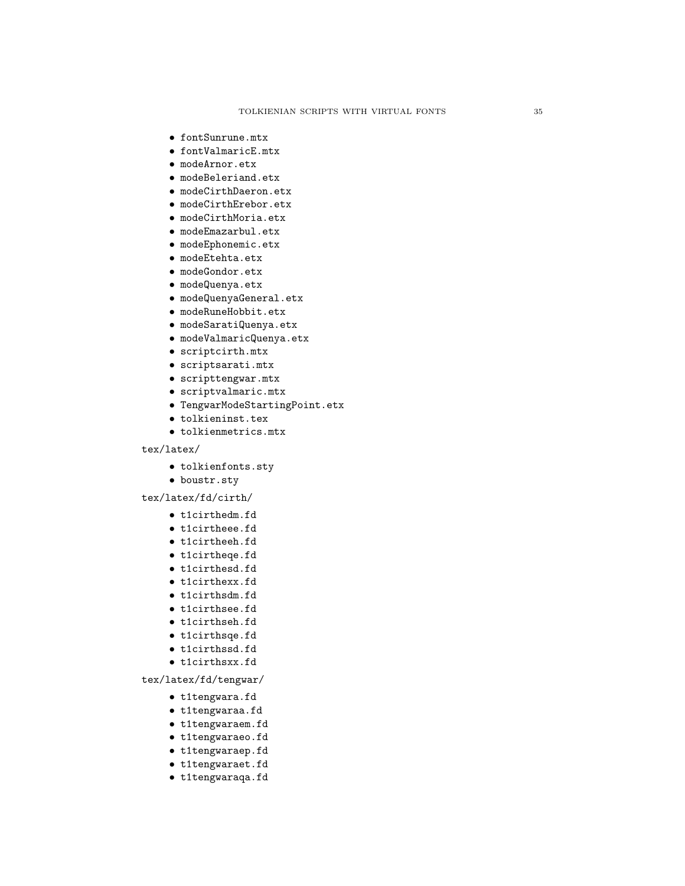- fontSunrune.mtx
- fontValmaricE.mtx
- modeArnor.etx
- modeBeleriand.etx
- modeCirthDaeron.etx
- modeCirthErebor.etx
- modeCirthMoria.etx
- modeEmazarbul.etx
- modeEphonemic.etx
- modeEtehta.etx
- modeGondor.etx
- modeQuenya.etx
- modeQuenyaGeneral.etx
- modeRuneHobbit.etx
- modeSaratiQuenya.etx
- modeValmaricQuenya.etx
- scriptcirth.mtx
- scriptsarati.mtx
- scripttengwar.mtx
- scriptvalmaric.mtx
- TengwarModeStartingPoint.etx
- tolkieninst.tex
- tolkienmetrics.mtx

tex/latex/

- tolkienfonts.sty
- boustr.sty

tex/latex/fd/cirth/

- t1cirthedm.fd
- t1cirtheee.fd
- t1cirtheeh.fd
- t1cirtheqe.fd
- t1cirthesd.fd
- t1cirthexx.fd
- t1cirthsdm.fd
- t1cirthsee.fd
- t1cirthseh.fd
- t1cirthsqe.fd
- t1cirthssd.fd
- t1cirthsxx.fd

tex/latex/fd/tengwar/

- t1tengwara.fd
- t1tengwaraa.fd
- t1tengwaraem.fd
- t1tengwaraeo.fd
- t1tengwaraep.fd
- t1tengwaraet.fd
- t1tengwaraqa.fd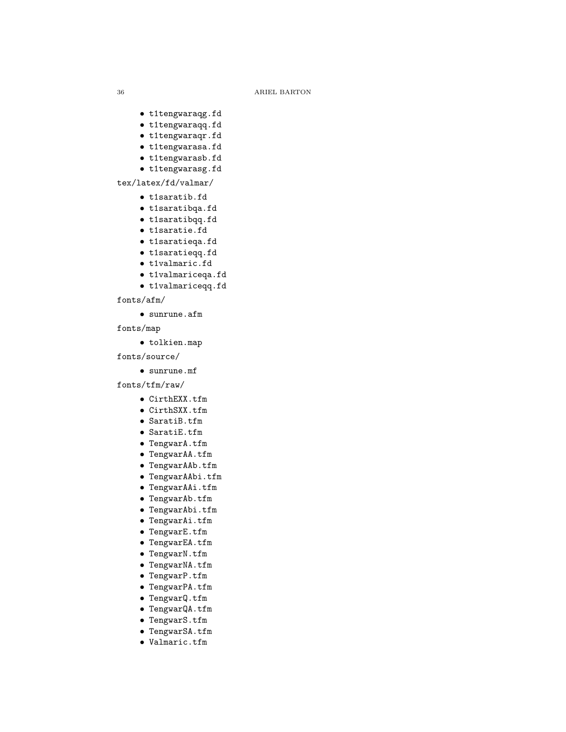- `t1tengwaraqg.fd`
- `t1tengwaraqq.fd`
- `t1tengwaraqr.fd`
- `t1tengwarasa.fd`
- `t1tengwarasb.fd`
- `t1tengwarasg.fd`

`tex/latex/fd/valmar/`

- `t1saratib.fd`
- `t1saratibqa.fd`
- `t1saratibqq.fd`
- `t1saratie.fd`
- `t1saratieqa.fd`
- `t1saratieqq.fd`
- `t1valmaric.fd`
- `t1valmariceqa.fd`
- `t1valmariceqq.fd`

`fonts/afm/`

- `sunrune.afm`

`fonts/map`

- `tolkien.map`

`fonts/source/`

- `sunrune.mf`

`fonts/tfm/raw/`

- `CirthEXX.tfm`
- `CirthSXX.tfm`
- `SaratiB.tfm`
- `SaratiE.tfm`
- `TengwarA.tfm`
- `TengwarAA.tfm`
- `TengwarAAb.tfm`
- `TengwarAAbi.tfm`
- `TengwarAAi.tfm`
- `TengwarAb.tfm`
- `TengwarAbi.tfm`
- `TengwarAi.tfm`
- `TengwarE.tfm`
- `TengwarEA.tfm`
- `TengwarN.tfm`
- `TengwarNA.tfm`
- `TengwarP.tfm`
- `TengwarPA.tfm`
- `TengwarQ.tfm`
- `TengwarQA.tfm`
- `TengwarS.tfm`
- `TengwarSA.tfm`
- `Valmaric.tfm`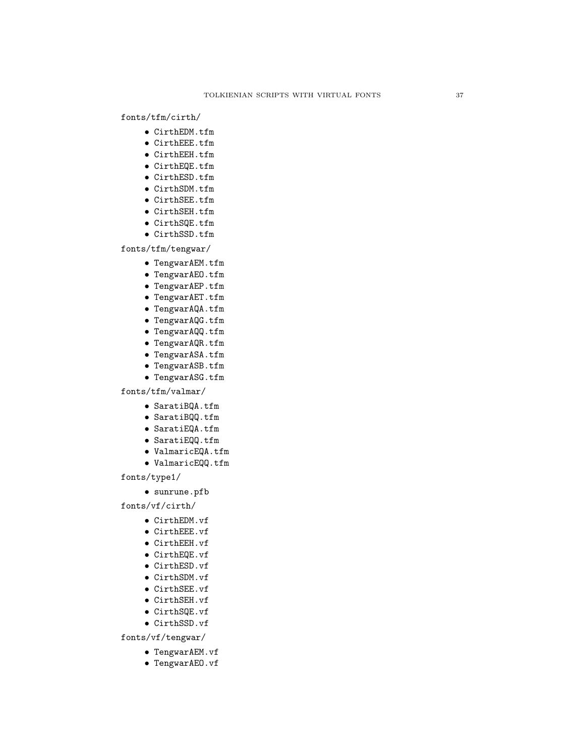fonts/tfm/cirth/

- CirthEDM.tfm
- CirthEEE.tfm
- CirthEEH.tfm
- CirthEQE.tfm
- CirthESD.tfm
- CirthSDM.tfm
- CirthSEE.tfm
- CirthSEH.tfm
- CirthSQE.tfm
- CirthSSD.tfm

fonts/tfm/tengwar/

- TengwarAEM.tfm
- TengwarAEO.tfm
- TengwarAEP.tfm
- TengwarAET.tfm
- TengwarAQA.tfm
- TengwarAQG.tfm
- TengwarAQQ.tfm
- TengwarAQR.tfm
- TengwarASA.tfm
- TengwarASB.tfm
- TengwarASG.tfm

fonts/tfm/valmar/

- SaratiBQA.tfm
- SaratiBQQ.tfm
- SaratiEQA.tfm
- SaratiEQQ.tfm
- ValmaricEQA.tfm
- ValmaricEQQ.tfm

fonts/type1/

- sunrune.pfb

fonts/vf/cirth/

- CirthEDM.vf
- CirthEEE.vf
- CirthEEH.vf
- CirthEQE.vf
- CirthESD.vf
- CirthSDM.vf
- CirthSEE.vf
- CirthSEH.vf
- CirthSQE.vf
- CirthSSD.vf

fonts/vf/tengwar/

- TengwarAEM.vf
- TengwarAEO.vf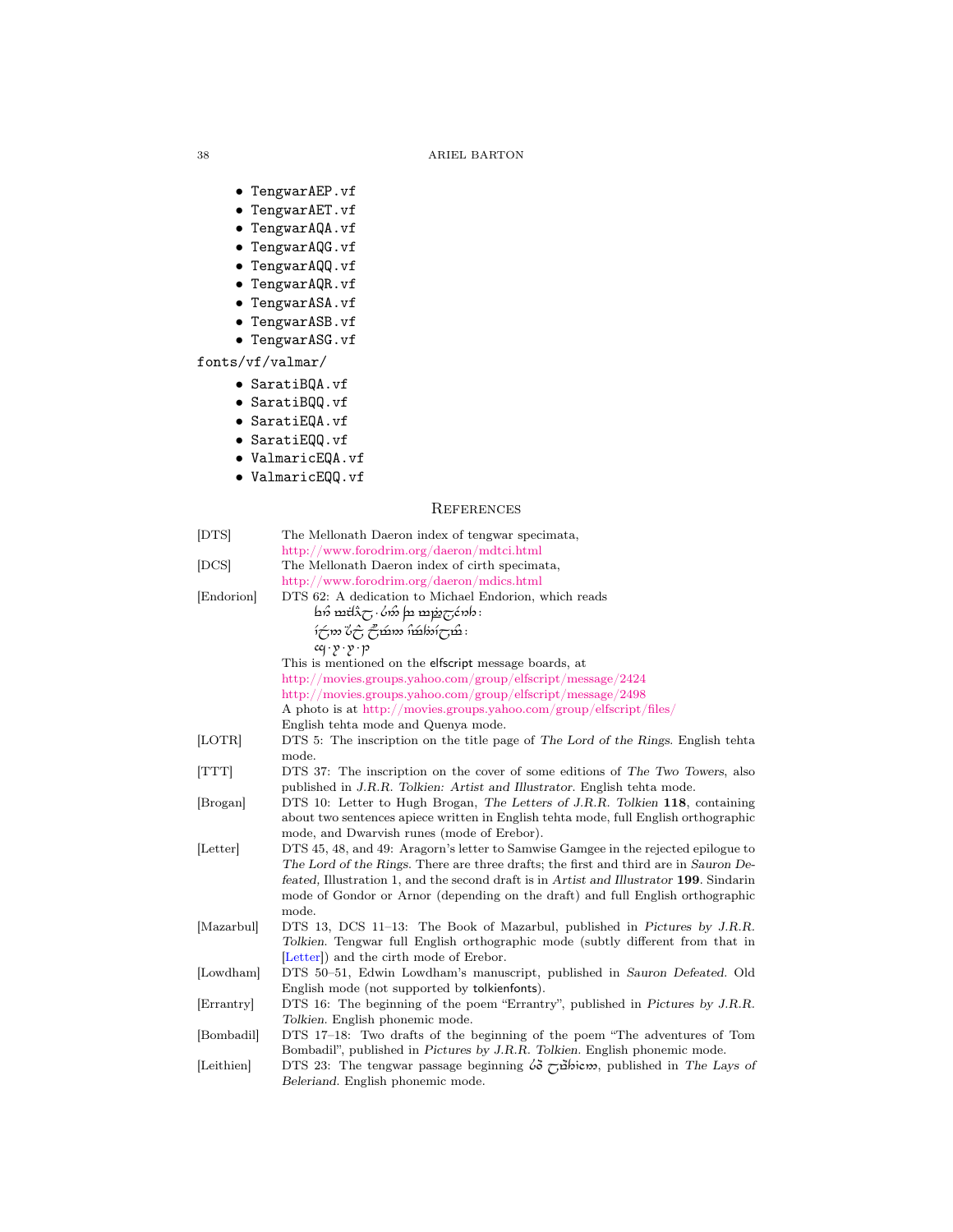- `TengwarAEP.vf`
- `TengwarAET.vf`
- `TengwarAQA.vf`
- `TengwarAQG.vf`
- `TengwarAQQ.vf`
- `TengwarAQR.vf`
- `TengwarASA.vf`
- `TengwarASB.vf`
- `TengwarASG.vf`

`fonts/vf/valmar/`

- `SaratiBQA.vf`
- `SaratiBQQ.vf`
- `SaratiEQA.vf`
- `SaratiEQQ.vf`
- `ValmaricEQA.vf`
- `ValmaricEQQ.vf`

## References

[DTS] The Mellonath Daeron index of tengwar specimata, http://www.forodrim.org/daeron/mdtci.html

[DCS] The Mellonath Daeron index of cirth specimata, http://www.forodrim.org/daeron/mdics.html

[Endorion] DTS 62: A dedication to Michael Endorion, which reads
[tengwar text]
This is mentioned on the elfscript message boards, at
http://movies.groups.yahoo.com/group/elfscript/message/2424
http://movies.groups.yahoo.com/group/elfscript/message/2498
A photo is at http://movies.groups.yahoo.com/group/elfscript/files/
English tehta mode and Quenya mode.

[LOTR] DTS 5: The inscription on the title page of *The Lord of the Rings*. English tehta mode.

[TTT] DTS 37: The inscription on the cover of some editions of *The Two Towers*, also published in *J.R.R. Tolkien: Artist and Illustrator*. English tehta mode.

[Brogan] DTS 10: Letter to Hugh Brogan, *The Letters of J.R.R. Tolkien* **118**, containing about two sentences apiece written in English tehta mode, full English orthographic mode, and Dwarvish runes (mode of Erebor).

[Letter] DTS 45, 48, and 49: Aragorn's letter to Samwise Gamgee in the rejected epilogue to *The Lord of the Rings*. There are three drafts; the first and third are in *Sauron Defeated*, Illustration 1, and the second draft is in *Artist and Illustrator* **199**. Sindarin mode of Gondor or Arnor (depending on the draft) and full English orthographic mode.

[Mazarbul] DTS 13, DCS 11–13: The Book of Mazarbul, published in *Pictures by J.R.R. Tolkien*. Tengwar full English orthographic mode (subtly different from that in [Letter]) and the cirth mode of Erebor.

[Lowdham] DTS 50–51, Edwin Lowdham's manuscript, published in *Sauron Defeated*. Old English mode (not supported by tolkienfonts).

[Errantry] DTS 16: The beginning of the poem "Errantry", published in *Pictures by J.R.R. Tolkien*. English phonemic mode.

[Bombadil] DTS 17–18: Two drafts of the beginning of the poem "The adventures of Tom Bombadil", published in *Pictures by J.R.R. Tolkien*. English phonemic mode.

[Leithien] DTS 23: The tengwar passage beginning [tengwar text], published in *The Lays of Beleriand*. English phonemic mode.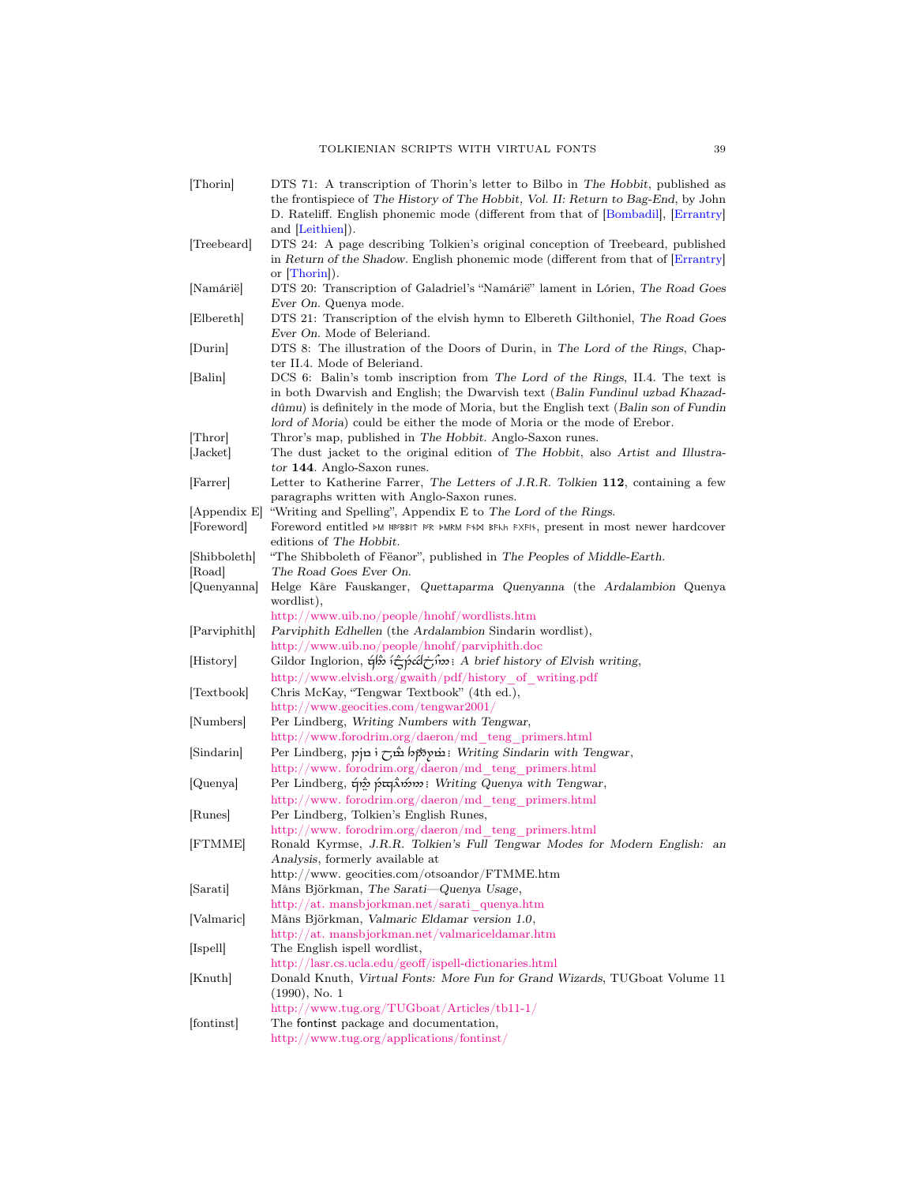[Thorin] DTS 71: A transcription of Thorin's letter to Bilbo in *The Hobbit*, published as the frontispiece of *The History of The Hobbit, Vol. II: Return to Bag-End*, by John D. Rateliff. English phonemic mode (different from that of [Bombadil], [Errantry] and [Leithien]).

[Treebeard] DTS 24: A page describing Tolkien's original conception of Treebeard, published in *Return of the Shadow*. English phonemic mode (different from that of [Errantry] or [Thorin]).

[Namárië] DTS 20: Transcription of Galadriel's "Namárië" lament in Lórien, *The Road Goes Ever On*. Quenya mode.

[Elbereth] DTS 21: Transcription of the elvish hymn to Elbereth Gilthoniel, *The Road Goes Ever On*. Mode of Beleriand.

[Durin] DTS 8: The illustration of the Doors of Durin, in *The Lord of the Rings*, Chapter II.4. Mode of Beleriand.

[Balin] DCS 6: Balin's tomb inscription from *The Lord of the Rings*, II.4. The text is in both Dwarvish and English; the Dwarvish text (*Balin Fundinul uzbad Khazad-dûmu*) is definitely in the mode of Moria, but the English text (*Balin son of Fundin lord of Moria*) could be either the mode of Moria or the mode of Erebor.

[Thror] Thror's map, published in *The Hobbit*. Anglo-Saxon runes.

[Jacket] The dust jacket to the original edition of *The Hobbit*, also *Artist and Illustrator* **144**. Anglo-Saxon runes.

[Farrer] Letter to Katherine Farrer, *The Letters of J.R.R. Tolkien* **112**, containing a few paragraphs written with Anglo-Saxon runes.

[Appendix E] "Writing and Spelling", Appendix E to *The Lord of the Rings*.

[Foreword] Foreword entitled ᚦᛖ ᚻᛟᛒᛒᛁᛏ ᛟᚱ ᚦᛖᚱᛖ ᚪᚾᛞ ᛒᚪᚳᚻ ᚪᚷᚪᛁᚾ, present in most newer hardcover editions of *The Hobbit*.

[Shibboleth] "The Shibboleth of Fëanor", published in *The Peoples of Middle-Earth*.

[Road] *The Road Goes Ever On*.

[Quenyanna] Helge Kåre Fauskanger, *Quettaparma Quenyanna* (the *Ardalambion* Quenya wordlist), http://www.uib.no/people/hnohf/wordlists.htm

[Parviphith] *Parviphith Edhellen* (the *Ardalambion* Sindarin wordlist), http://www.uib.no/people/hnohf/parviphith.doc

[History] Gildor Inglorion, [Tengwar text]: *A brief history of Elvish writing*, http://www.elvish.org/gwaith/pdf/history_of_writing.pdf

[Textbook] Chris McKay, "Tengwar Textbook" (4th ed.), http://www.geocities.com/tengwar2001/

[Numbers] Per Lindberg, *Writing Numbers with Tengwar*, http://www.forodrim.org/daeron/md_teng_primers.html

[Sindarin] Per Lindberg, [Tengwar text]: *Writing Sindarin with Tengwar*, http://www. forodrim.org/daeron/md_teng_primers.html

[Quenya] Per Lindberg, [Tengwar text]: *Writing Quenya with Tengwar*, http://www. forodrim.org/daeron/md_teng_primers.html

[Runes] Per Lindberg, Tolkien's English Runes, http://www. forodrim.org/daeron/md_teng_primers.html

[FTMME] Ronald Kyrmse, *J.R.R. Tolkien's Full Tengwar Modes for Modern English: an Analysis*, formerly available at http://www. geocities.com/otsoandor/FTMME.htm

[Sarati] Måns Björkman, *The Sarati—Quenya Usage*, http://at. mansbjorkman.net/sarati_quenya.htm

[Valmaric] Måns Björkman, *Valmaric Eldamar version 1.0*, http://at. mansbjorkman.net/valmariceldamar.htm

[Ispell] The English ispell wordlist, http://lasr.cs.ucla.edu/geoff/ispell-dictionaries.html

[Knuth] Donald Knuth, *Virtual Fonts: More Fun for Grand Wizards*, TUGboat Volume 11 (1990), No. 1 http://www.tug.org/TUGboat/Articles/tb11-1/

[fontinst] The fontinst package and documentation, http://www.tug.org/applications/fontinst/